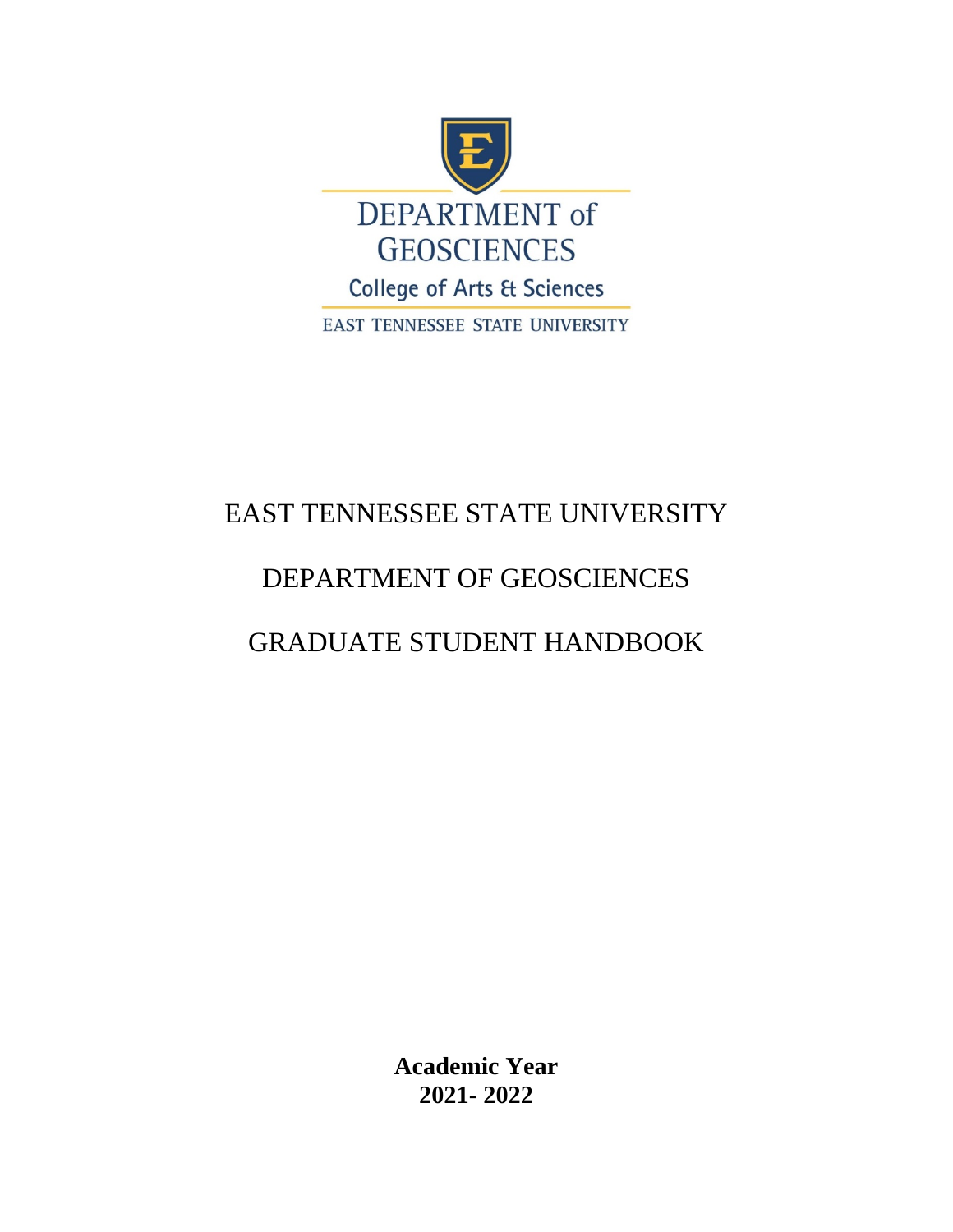DEPARTMENT of
GEOSCIENCES

College of Arts & Sciences

EAST TENNESSEE STATE UNIVERSITY

# EAST TENNESSEE STATE UNIVERSITY

# DEPARTMENT OF GEOSCIENCES

# GRADUATE STUDENT HANDBOOK

**Academic Year**
**2021- 2022**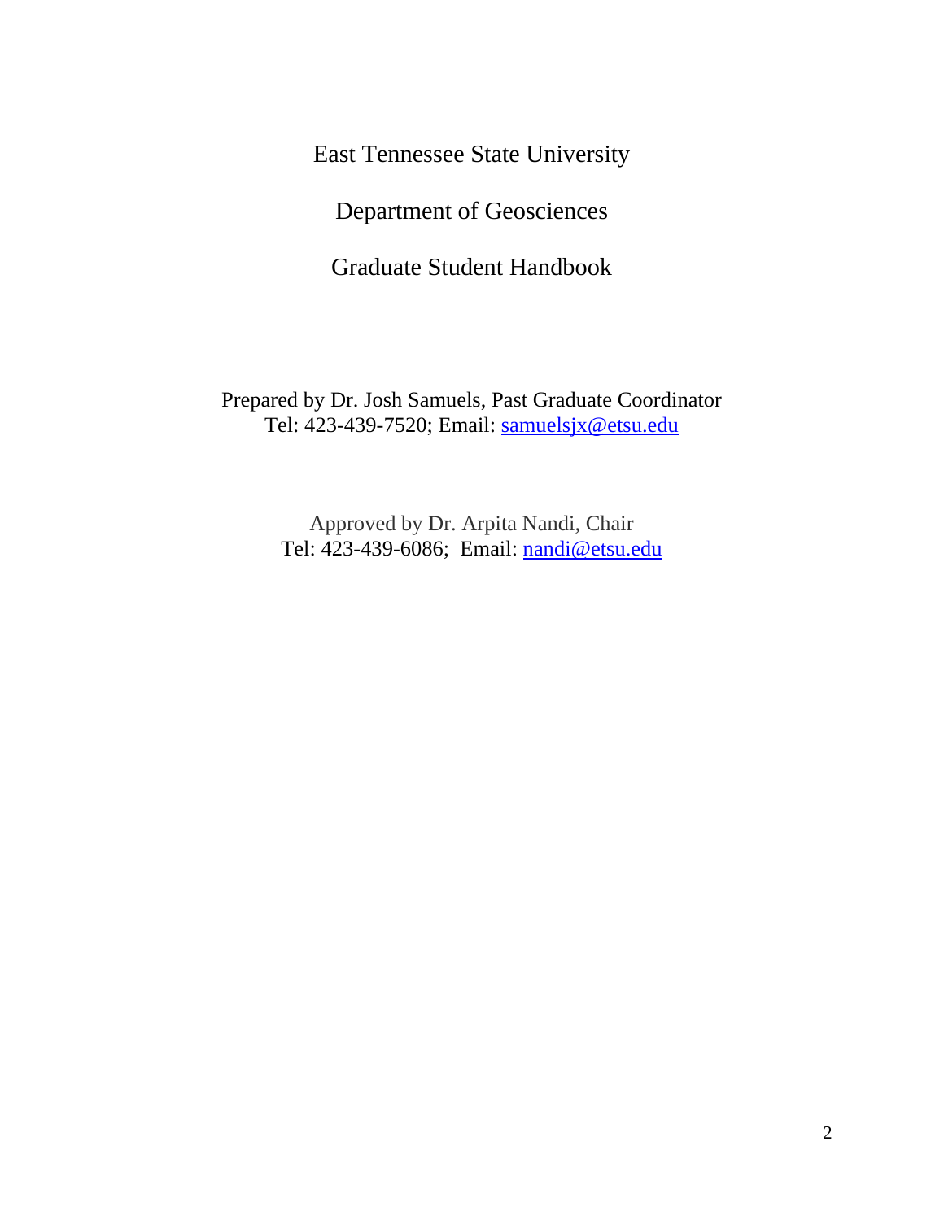East Tennessee State University

Department of Geosciences

Graduate Student Handbook

Prepared by Dr. Josh Samuels, Past Graduate Coordinator
Tel: 423-439-7520; Email: samuelsjx@etsu.edu

Approved by Dr. Arpita Nandi, Chair
Tel: 423-439-6086; Email: nandi@etsu.edu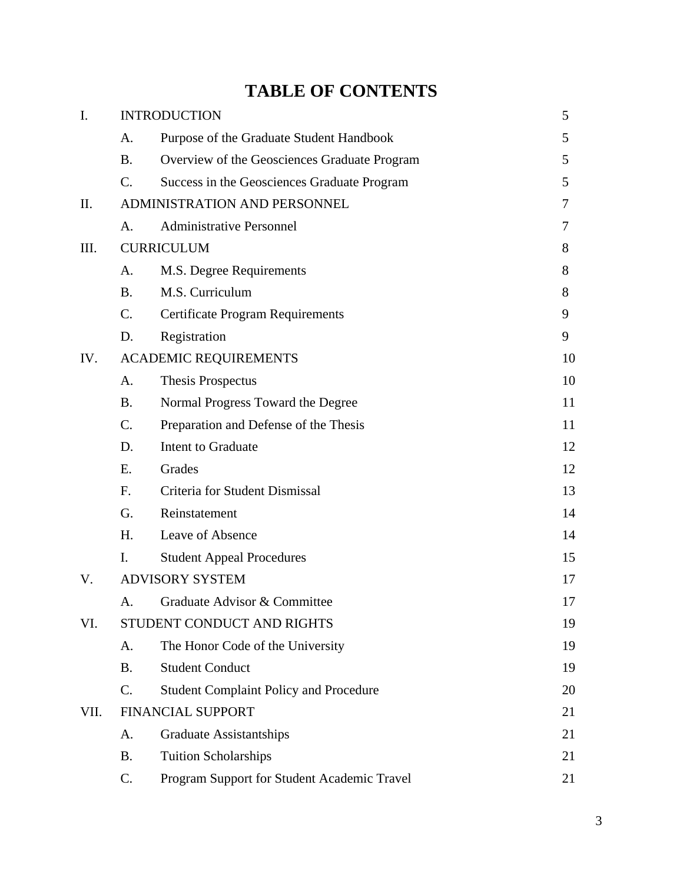# TABLE OF CONTENTS

| | | | |
|---|---|---|---|
| I. | INTRODUCTION | | 5 |
| | A. | Purpose of the Graduate Student Handbook | 5 |
| | B. | Overview of the Geosciences Graduate Program | 5 |
| | C. | Success in the Geosciences Graduate Program | 5 |
| II. | ADMINISTRATION AND PERSONNEL | | 7 |
| | A. | Administrative Personnel | 7 |
| III. | CURRICULUM | | 8 |
| | A. | M.S. Degree Requirements | 8 |
| | B. | M.S. Curriculum | 8 |
| | C. | Certificate Program Requirements | 9 |
| | D. | Registration | 9 |
| IV. | ACADEMIC REQUIREMENTS | | 10 |
| | A. | Thesis Prospectus | 10 |
| | B. | Normal Progress Toward the Degree | 11 |
| | C. | Preparation and Defense of the Thesis | 11 |
| | D. | Intent to Graduate | 12 |
| | E. | Grades | 12 |
| | F. | Criteria for Student Dismissal | 13 |
| | G. | Reinstatement | 14 |
| | H. | Leave of Absence | 14 |
| | I. | Student Appeal Procedures | 15 |
| V. | ADVISORY SYSTEM | | 17 |
| | A. | Graduate Advisor & Committee | 17 |
| VI. | STUDENT CONDUCT AND RIGHTS | | 19 |
| | A. | The Honor Code of the University | 19 |
| | B. | Student Conduct | 19 |
| | C. | Student Complaint Policy and Procedure | 20 |
| VII. | FINANCIAL SUPPORT | | 21 |
| | A. | Graduate Assistantships | 21 |
| | B. | Tuition Scholarships | 21 |
| | C. | Program Support for Student Academic Travel | 21 |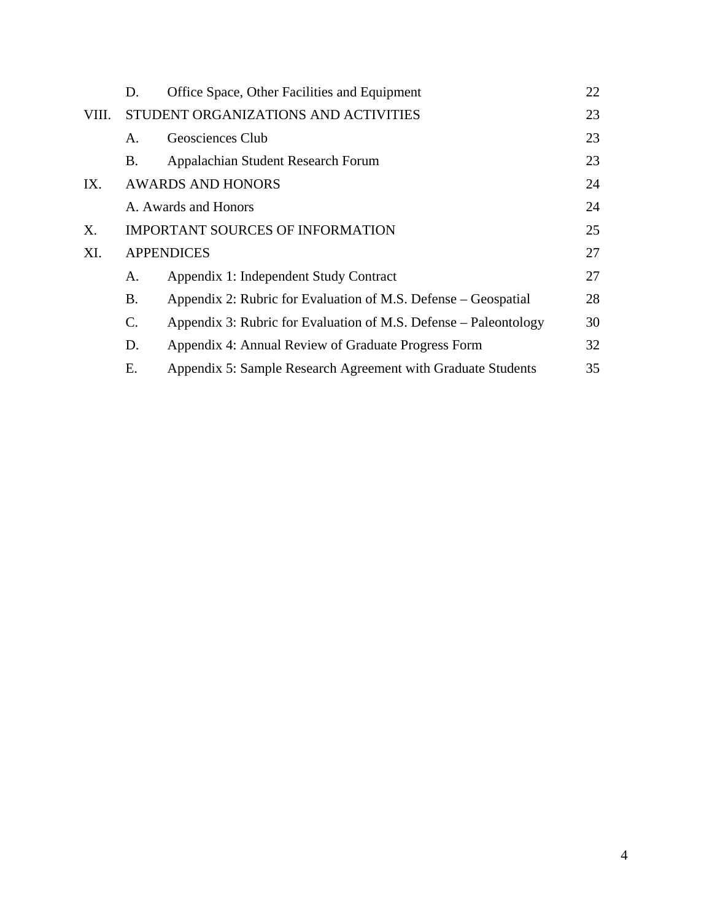| | | | |
|---|---|---|---|
| | D. | Office Space, Other Facilities and Equipment | 22 |
| VIII. | STUDENT ORGANIZATIONS AND ACTIVITIES | | 23 |
| | A. | Geosciences Club | 23 |
| | B. | Appalachian Student Research Forum | 23 |
| IX. | AWARDS AND HONORS | | 24 |
| | A. Awards and Honors | | 24 |
| X. | IMPORTANT SOURCES OF INFORMATION | | 25 |
| XI. | APPENDICES | | 27 |
| | A. | Appendix 1: Independent Study Contract | 27 |
| | B. | Appendix 2: Rubric for Evaluation of M.S. Defense – Geospatial | 28 |
| | C. | Appendix 3: Rubric for Evaluation of M.S. Defense – Paleontology | 30 |
| | D. | Appendix 4: Annual Review of Graduate Progress Form | 32 |
| | E. | Appendix 5: Sample Research Agreement with Graduate Students | 35 |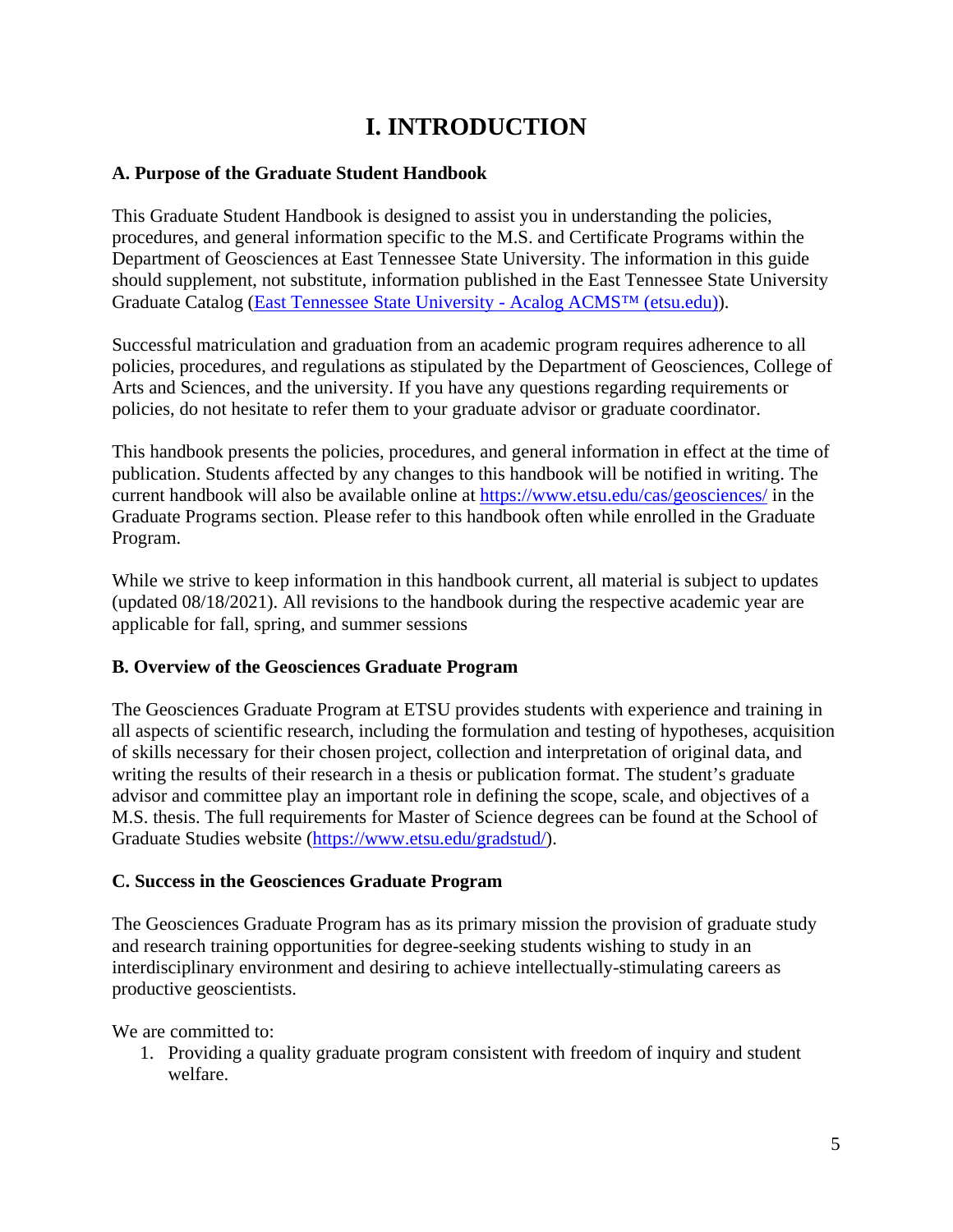# I. INTRODUCTION

### A. Purpose of the Graduate Student Handbook

This Graduate Student Handbook is designed to assist you in understanding the policies, procedures, and general information specific to the M.S. and Certificate Programs within the Department of Geosciences at East Tennessee State University. The information in this guide should supplement, not substitute, information published in the East Tennessee State University Graduate Catalog (East Tennessee State University - Acalog ACMS™ (etsu.edu)).

Successful matriculation and graduation from an academic program requires adherence to all policies, procedures, and regulations as stipulated by the Department of Geosciences, College of Arts and Sciences, and the university. If you have any questions regarding requirements or policies, do not hesitate to refer them to your graduate advisor or graduate coordinator.

This handbook presents the policies, procedures, and general information in effect at the time of publication. Students affected by any changes to this handbook will be notified in writing. The current handbook will also be available online at https://www.etsu.edu/cas/geosciences/ in the Graduate Programs section. Please refer to this handbook often while enrolled in the Graduate Program.

While we strive to keep information in this handbook current, all material is subject to updates (updated 08/18/2021). All revisions to the handbook during the respective academic year are applicable for fall, spring, and summer sessions

### B. Overview of the Geosciences Graduate Program

The Geosciences Graduate Program at ETSU provides students with experience and training in all aspects of scientific research, including the formulation and testing of hypotheses, acquisition of skills necessary for their chosen project, collection and interpretation of original data, and writing the results of their research in a thesis or publication format. The student's graduate advisor and committee play an important role in defining the scope, scale, and objectives of a M.S. thesis. The full requirements for Master of Science degrees can be found at the School of Graduate Studies website (https://www.etsu.edu/gradstud/).

### C. Success in the Geosciences Graduate Program

The Geosciences Graduate Program has as its primary mission the provision of graduate study and research training opportunities for degree-seeking students wishing to study in an interdisciplinary environment and desiring to achieve intellectually-stimulating careers as productive geoscientists.

We are committed to:

1. Providing a quality graduate program consistent with freedom of inquiry and student welfare.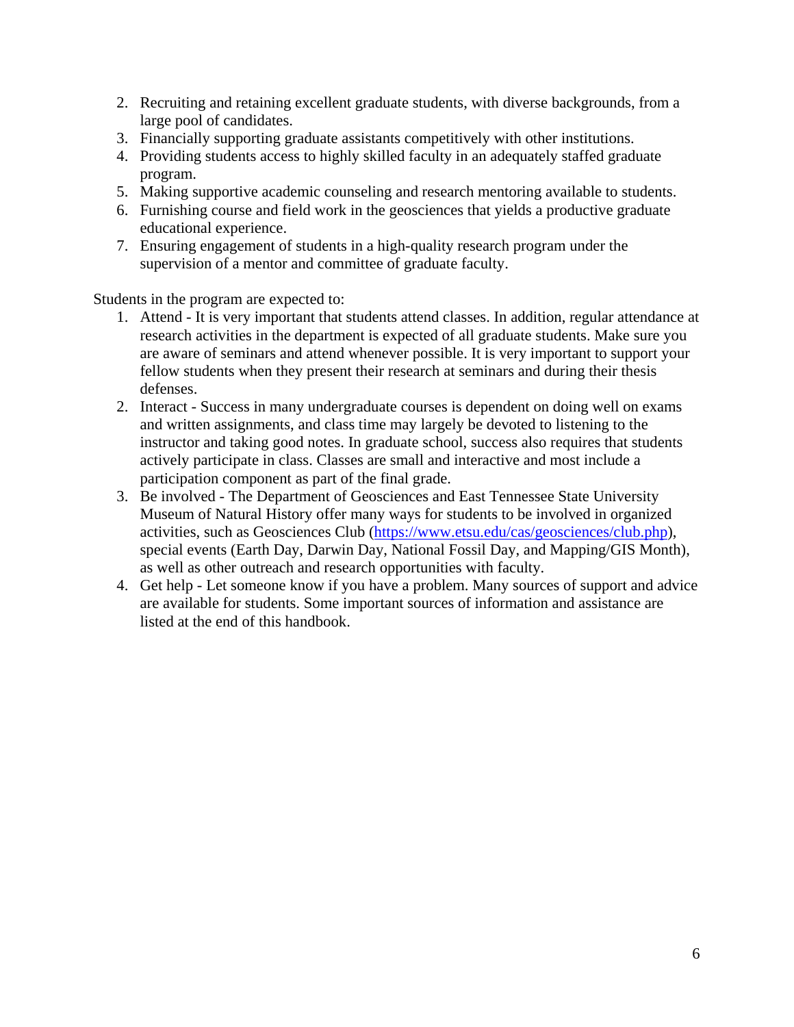2. Recruiting and retaining excellent graduate students, with diverse backgrounds, from a large pool of candidates.
3. Financially supporting graduate assistants competitively with other institutions.
4. Providing students access to highly skilled faculty in an adequately staffed graduate program.
5. Making supportive academic counseling and research mentoring available to students.
6. Furnishing course and field work in the geosciences that yields a productive graduate educational experience.
7. Ensuring engagement of students in a high-quality research program under the supervision of a mentor and committee of graduate faculty.

Students in the program are expected to:

1. Attend - It is very important that students attend classes. In addition, regular attendance at research activities in the department is expected of all graduate students. Make sure you are aware of seminars and attend whenever possible. It is very important to support your fellow students when they present their research at seminars and during their thesis defenses.
2. Interact - Success in many undergraduate courses is dependent on doing well on exams and written assignments, and class time may largely be devoted to listening to the instructor and taking good notes. In graduate school, success also requires that students actively participate in class. Classes are small and interactive and most include a participation component as part of the final grade.
3. Be involved - The Department of Geosciences and East Tennessee State University Museum of Natural History offer many ways for students to be involved in organized activities, such as Geosciences Club (https://www.etsu.edu/cas/geosciences/club.php), special events (Earth Day, Darwin Day, National Fossil Day, and Mapping/GIS Month), as well as other outreach and research opportunities with faculty.
4. Get help - Let someone know if you have a problem. Many sources of support and advice are available for students. Some important sources of information and assistance are listed at the end of this handbook.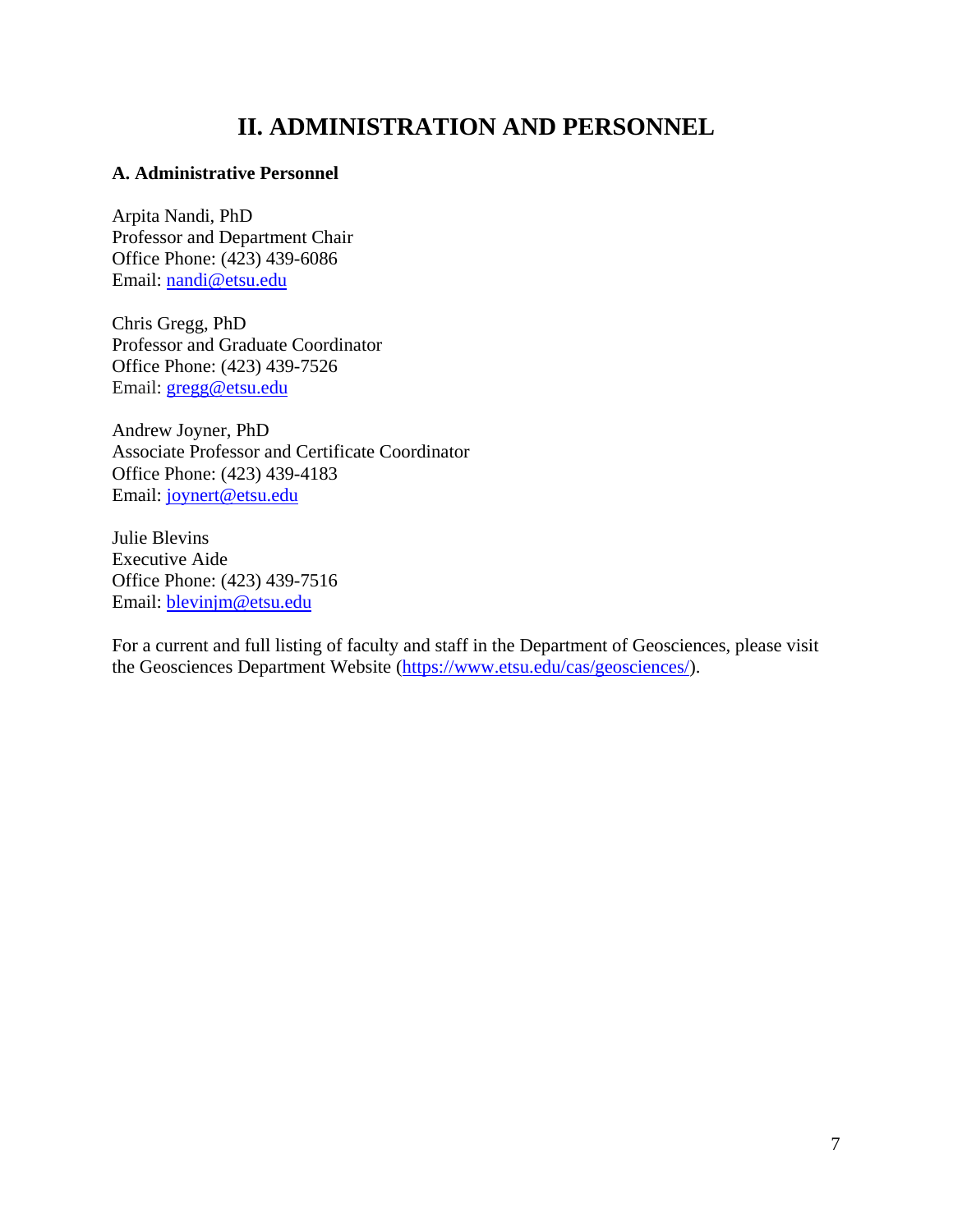# II. ADMINISTRATION AND PERSONNEL

## A. Administrative Personnel

Arpita Nandi, PhD
Professor and Department Chair
Office Phone: (423) 439-6086
Email: nandi@etsu.edu

Chris Gregg, PhD
Professor and Graduate Coordinator
Office Phone: (423) 439-7526
Email: gregg@etsu.edu

Andrew Joyner, PhD
Associate Professor and Certificate Coordinator
Office Phone: (423) 439-4183
Email: joynert@etsu.edu

Julie Blevins
Executive Aide
Office Phone: (423) 439-7516
Email: blevinjm@etsu.edu

For a current and full listing of faculty and staff in the Department of Geosciences, please visit the Geosciences Department Website (https://www.etsu.edu/cas/geosciences/).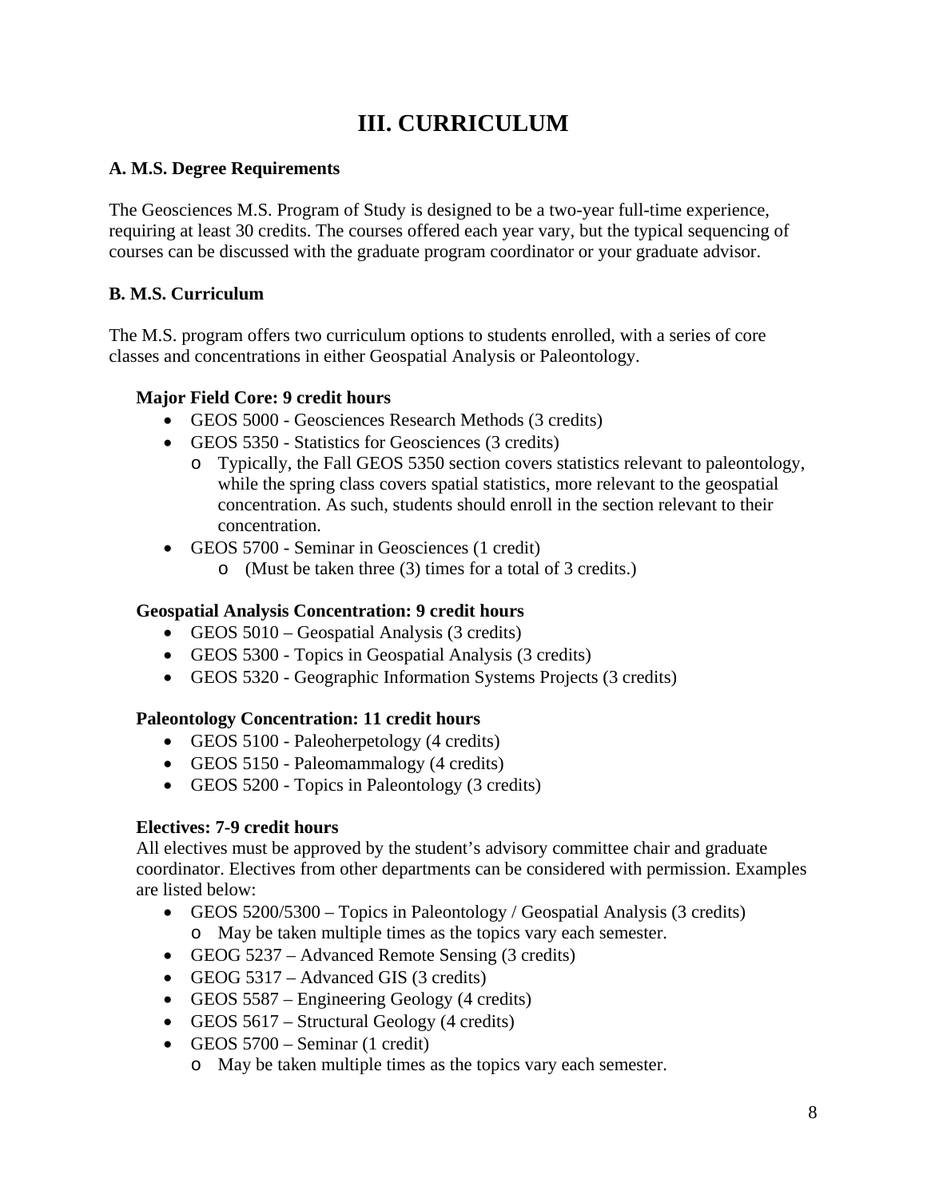# III. CURRICULUM

### A. M.S. Degree Requirements

The Geosciences M.S. Program of Study is designed to be a two-year full-time experience, requiring at least 30 credits. The courses offered each year vary, but the typical sequencing of courses can be discussed with the graduate program coordinator or your graduate advisor.

### B. M.S. Curriculum

The M.S. program offers two curriculum options to students enrolled, with a series of core classes and concentrations in either Geospatial Analysis or Paleontology.

**Major Field Core: 9 credit hours**

- GEOS 5000 - Geosciences Research Methods (3 credits)
- GEOS 5350 - Statistics for Geosciences (3 credits)
  - Typically, the Fall GEOS 5350 section covers statistics relevant to paleontology, while the spring class covers spatial statistics, more relevant to the geospatial concentration. As such, students should enroll in the section relevant to their concentration.
- GEOS 5700 - Seminar in Geosciences (1 credit)
  - (Must be taken three (3) times for a total of 3 credits.)

**Geospatial Analysis Concentration: 9 credit hours**

- GEOS 5010 – Geospatial Analysis (3 credits)
- GEOS 5300 - Topics in Geospatial Analysis (3 credits)
- GEOS 5320 - Geographic Information Systems Projects (3 credits)

**Paleontology Concentration: 11 credit hours**

- GEOS 5100 - Paleoherpetology (4 credits)
- GEOS 5150 - Paleomammalogy (4 credits)
- GEOS 5200 - Topics in Paleontology (3 credits)

**Electives: 7-9 credit hours**

All electives must be approved by the student's advisory committee chair and graduate coordinator. Electives from other departments can be considered with permission. Examples are listed below:

- GEOS 5200/5300 – Topics in Paleontology / Geospatial Analysis (3 credits)
  - May be taken multiple times as the topics vary each semester.
- GEOG 5237 – Advanced Remote Sensing (3 credits)
- GEOG 5317 – Advanced GIS (3 credits)
- GEOS 5587 – Engineering Geology (4 credits)
- GEOS 5617 – Structural Geology (4 credits)
- GEOS 5700 – Seminar (1 credit)
  - May be taken multiple times as the topics vary each semester.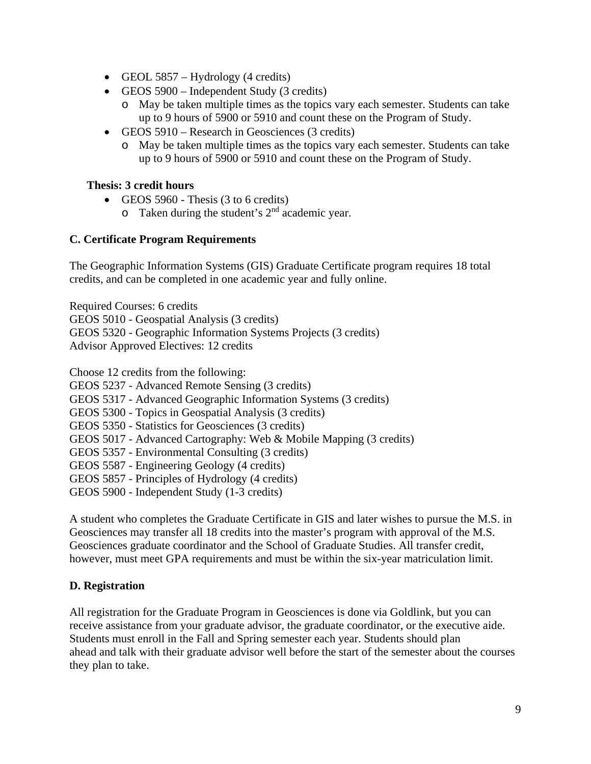- GEOL 5857 – Hydrology (4 credits)
- GEOS 5900 – Independent Study (3 credits)
  - May be taken multiple times as the topics vary each semester. Students can take up to 9 hours of 5900 or 5910 and count these on the Program of Study.
- GEOS 5910 – Research in Geosciences (3 credits)
  - May be taken multiple times as the topics vary each semester. Students can take up to 9 hours of 5900 or 5910 and count these on the Program of Study.

**Thesis: 3 credit hours**

- GEOS 5960 - Thesis (3 to 6 credits)
  - Taken during the student's 2nd academic year.

### C. Certificate Program Requirements

The Geographic Information Systems (GIS) Graduate Certificate program requires 18 total credits, and can be completed in one academic year and fully online.

Required Courses: 6 credits
GEOS 5010 - Geospatial Analysis (3 credits)
GEOS 5320 - Geographic Information Systems Projects (3 credits)
Advisor Approved Electives: 12 credits

Choose 12 credits from the following:
GEOS 5237 - Advanced Remote Sensing (3 credits)
GEOS 5317 - Advanced Geographic Information Systems (3 credits)
GEOS 5300 - Topics in Geospatial Analysis (3 credits)
GEOS 5350 - Statistics for Geosciences (3 credits)
GEOS 5017 - Advanced Cartography: Web & Mobile Mapping (3 credits)
GEOS 5357 - Environmental Consulting (3 credits)
GEOS 5587 - Engineering Geology (4 credits)
GEOS 5857 - Principles of Hydrology (4 credits)
GEOS 5900 - Independent Study (1-3 credits)

A student who completes the Graduate Certificate in GIS and later wishes to pursue the M.S. in Geosciences may transfer all 18 credits into the master's program with approval of the M.S. Geosciences graduate coordinator and the School of Graduate Studies. All transfer credit, however, must meet GPA requirements and must be within the six-year matriculation limit.

### D. Registration

All registration for the Graduate Program in Geosciences is done via Goldlink, but you can receive assistance from your graduate advisor, the graduate coordinator, or the executive aide. Students must enroll in the Fall and Spring semester each year. Students should plan ahead and talk with their graduate advisor well before the start of the semester about the courses they plan to take.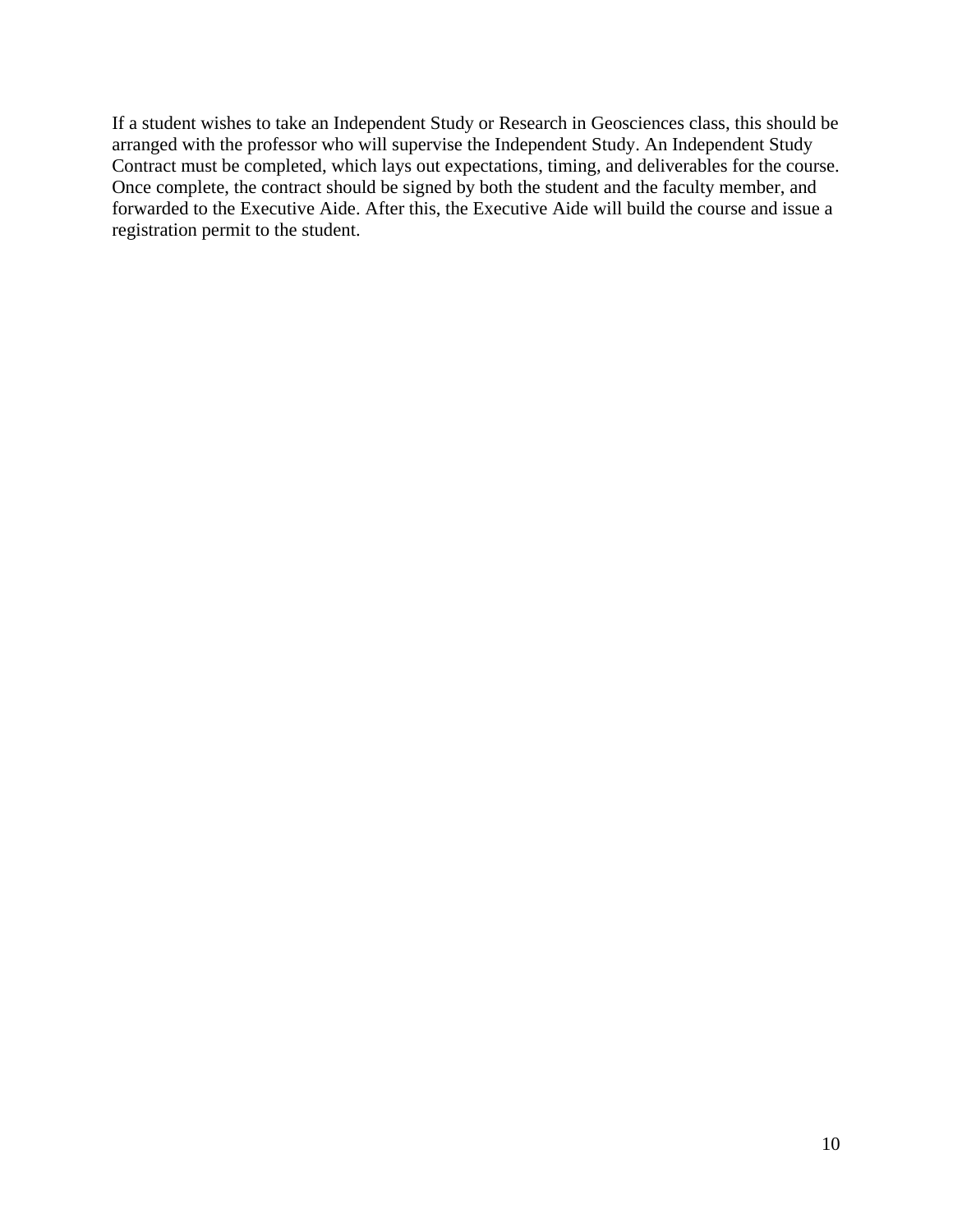If a student wishes to take an Independent Study or Research in Geosciences class, this should be arranged with the professor who will supervise the Independent Study. An Independent Study Contract must be completed, which lays out expectations, timing, and deliverables for the course. Once complete, the contract should be signed by both the student and the faculty member, and forwarded to the Executive Aide. After this, the Executive Aide will build the course and issue a registration permit to the student.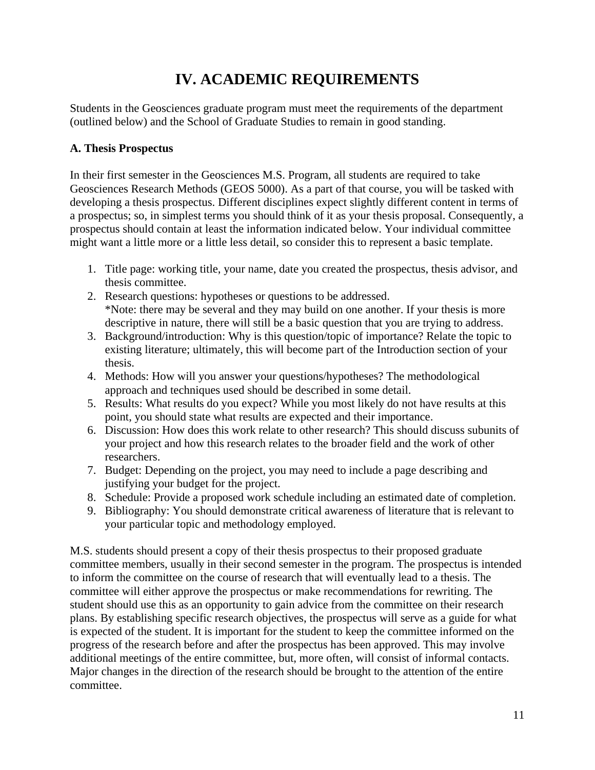# IV. ACADEMIC REQUIREMENTS

Students in the Geosciences graduate program must meet the requirements of the department (outlined below) and the School of Graduate Studies to remain in good standing.

### A. Thesis Prospectus

In their first semester in the Geosciences M.S. Program, all students are required to take Geosciences Research Methods (GEOS 5000). As a part of that course, you will be tasked with developing a thesis prospectus. Different disciplines expect slightly different content in terms of a prospectus; so, in simplest terms you should think of it as your thesis proposal. Consequently, a prospectus should contain at least the information indicated below. Your individual committee might want a little more or a little less detail, so consider this to represent a basic template.

1. Title page: working title, your name, date you created the prospectus, thesis advisor, and thesis committee.
2. Research questions: hypotheses or questions to be addressed.
   *Note: there may be several and they may build on one another. If your thesis is more descriptive in nature, there will still be a basic question that you are trying to address.
3. Background/introduction: Why is this question/topic of importance? Relate the topic to existing literature; ultimately, this will become part of the Introduction section of your thesis.
4. Methods: How will you answer your questions/hypotheses? The methodological approach and techniques used should be described in some detail.
5. Results: What results do you expect? While you most likely do not have results at this point, you should state what results are expected and their importance.
6. Discussion: How does this work relate to other research? This should discuss subunits of your project and how this research relates to the broader field and the work of other researchers.
7. Budget: Depending on the project, you may need to include a page describing and justifying your budget for the project.
8. Schedule: Provide a proposed work schedule including an estimated date of completion.
9. Bibliography: You should demonstrate critical awareness of literature that is relevant to your particular topic and methodology employed.

M.S. students should present a copy of their thesis prospectus to their proposed graduate committee members, usually in their second semester in the program. The prospectus is intended to inform the committee on the course of research that will eventually lead to a thesis. The committee will either approve the prospectus or make recommendations for rewriting. The student should use this as an opportunity to gain advice from the committee on their research plans. By establishing specific research objectives, the prospectus will serve as a guide for what is expected of the student. It is important for the student to keep the committee informed on the progress of the research before and after the prospectus has been approved. This may involve additional meetings of the entire committee, but, more often, will consist of informal contacts. Major changes in the direction of the research should be brought to the attention of the entire committee.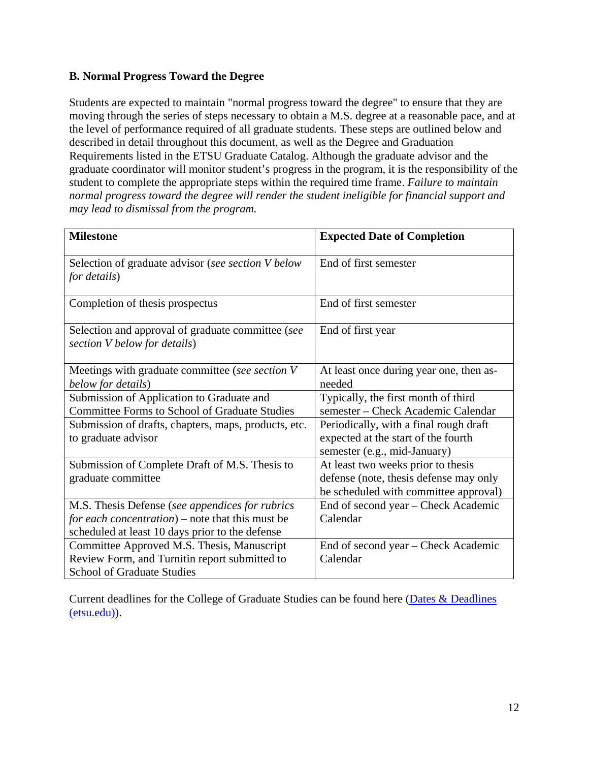### B. Normal Progress Toward the Degree

Students are expected to maintain "normal progress toward the degree" to ensure that they are moving through the series of steps necessary to obtain a M.S. degree at a reasonable pace, and at the level of performance required of all graduate students. These steps are outlined below and described in detail throughout this document, as well as the Degree and Graduation Requirements listed in the ETSU Graduate Catalog. Although the graduate advisor and the graduate coordinator will monitor student's progress in the program, it is the responsibility of the student to complete the appropriate steps within the required time frame. *Failure to maintain normal progress toward the degree will render the student ineligible for financial support and may lead to dismissal from the program.*

| **Milestone** | **Expected Date of Completion** |
|---|---|
| Selection of graduate advisor (*see section V below for details*) | End of first semester |
| Completion of thesis prospectus | End of first semester |
| Selection and approval of graduate committee (*see section V below for details*) | End of first year |
| Meetings with graduate committee (*see section V below for details*) | At least once during year one, then as-needed |
| Submission of Application to Graduate and Committee Forms to School of Graduate Studies | Typically, the first month of third semester – Check Academic Calendar |
| Submission of drafts, chapters, maps, products, etc. to graduate advisor | Periodically, with a final rough draft expected at the start of the fourth semester (e.g., mid-January) |
| Submission of Complete Draft of M.S. Thesis to graduate committee | At least two weeks prior to thesis defense (note, thesis defense may only be scheduled with committee approval) |
| M.S. Thesis Defense (*see appendices for rubrics for each concentration*) – note that this must be scheduled at least 10 days prior to the defense | End of second year – Check Academic Calendar |
| Committee Approved M.S. Thesis, Manuscript Review Form, and Turnitin report submitted to School of Graduate Studies | End of second year – Check Academic Calendar |

Current deadlines for the College of Graduate Studies can be found here ([Dates & Deadlines (etsu.edu)]).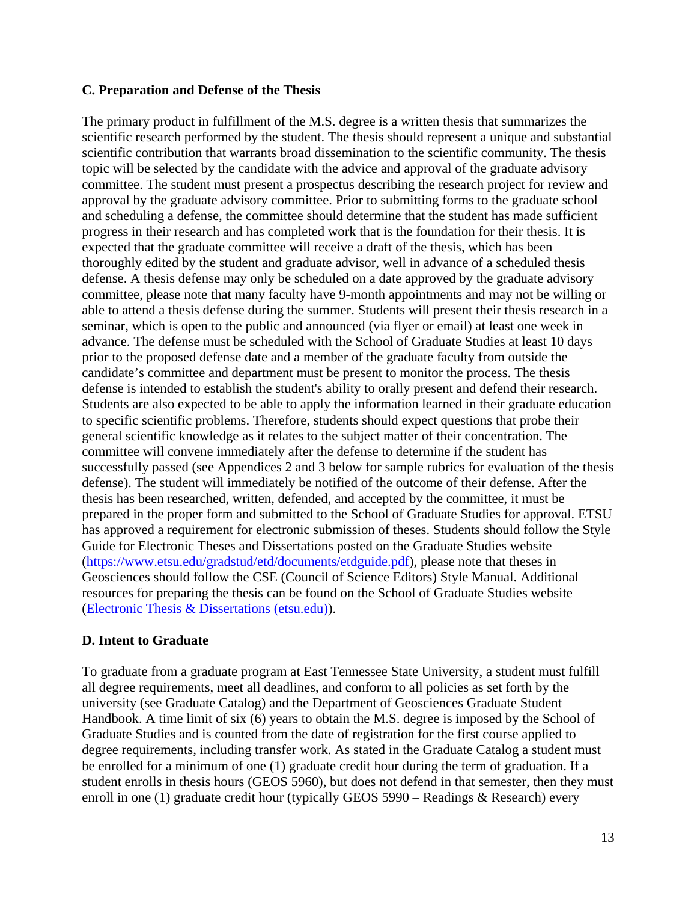### C. Preparation and Defense of the Thesis

The primary product in fulfillment of the M.S. degree is a written thesis that summarizes the scientific research performed by the student. The thesis should represent a unique and substantial scientific contribution that warrants broad dissemination to the scientific community. The thesis topic will be selected by the candidate with the advice and approval of the graduate advisory committee. The student must present a prospectus describing the research project for review and approval by the graduate advisory committee. Prior to submitting forms to the graduate school and scheduling a defense, the committee should determine that the student has made sufficient progress in their research and has completed work that is the foundation for their thesis. It is expected that the graduate committee will receive a draft of the thesis, which has been thoroughly edited by the student and graduate advisor, well in advance of a scheduled thesis defense. A thesis defense may only be scheduled on a date approved by the graduate advisory committee, please note that many faculty have 9-month appointments and may not be willing or able to attend a thesis defense during the summer. Students will present their thesis research in a seminar, which is open to the public and announced (via flyer or email) at least one week in advance. The defense must be scheduled with the School of Graduate Studies at least 10 days prior to the proposed defense date and a member of the graduate faculty from outside the candidate's committee and department must be present to monitor the process. The thesis defense is intended to establish the student's ability to orally present and defend their research. Students are also expected to be able to apply the information learned in their graduate education to specific scientific problems. Therefore, students should expect questions that probe their general scientific knowledge as it relates to the subject matter of their concentration. The committee will convene immediately after the defense to determine if the student has successfully passed (see Appendices 2 and 3 below for sample rubrics for evaluation of the thesis defense). The student will immediately be notified of the outcome of their defense. After the thesis has been researched, written, defended, and accepted by the committee, it must be prepared in the proper form and submitted to the School of Graduate Studies for approval. ETSU has approved a requirement for electronic submission of theses. Students should follow the Style Guide for Electronic Theses and Dissertations posted on the Graduate Studies website (https://www.etsu.edu/gradstud/etd/documents/etdguide.pdf), please note that theses in Geosciences should follow the CSE (Council of Science Editors) Style Manual. Additional resources for preparing the thesis can be found on the School of Graduate Studies website (Electronic Thesis & Dissertations (etsu.edu)).

### D. Intent to Graduate

To graduate from a graduate program at East Tennessee State University, a student must fulfill all degree requirements, meet all deadlines, and conform to all policies as set forth by the university (see Graduate Catalog) and the Department of Geosciences Graduate Student Handbook. A time limit of six (6) years to obtain the M.S. degree is imposed by the School of Graduate Studies and is counted from the date of registration for the first course applied to degree requirements, including transfer work. As stated in the Graduate Catalog a student must be enrolled for a minimum of one (1) graduate credit hour during the term of graduation. If a student enrolls in thesis hours (GEOS 5960), but does not defend in that semester, then they must enroll in one (1) graduate credit hour (typically GEOS 5990 – Readings & Research) every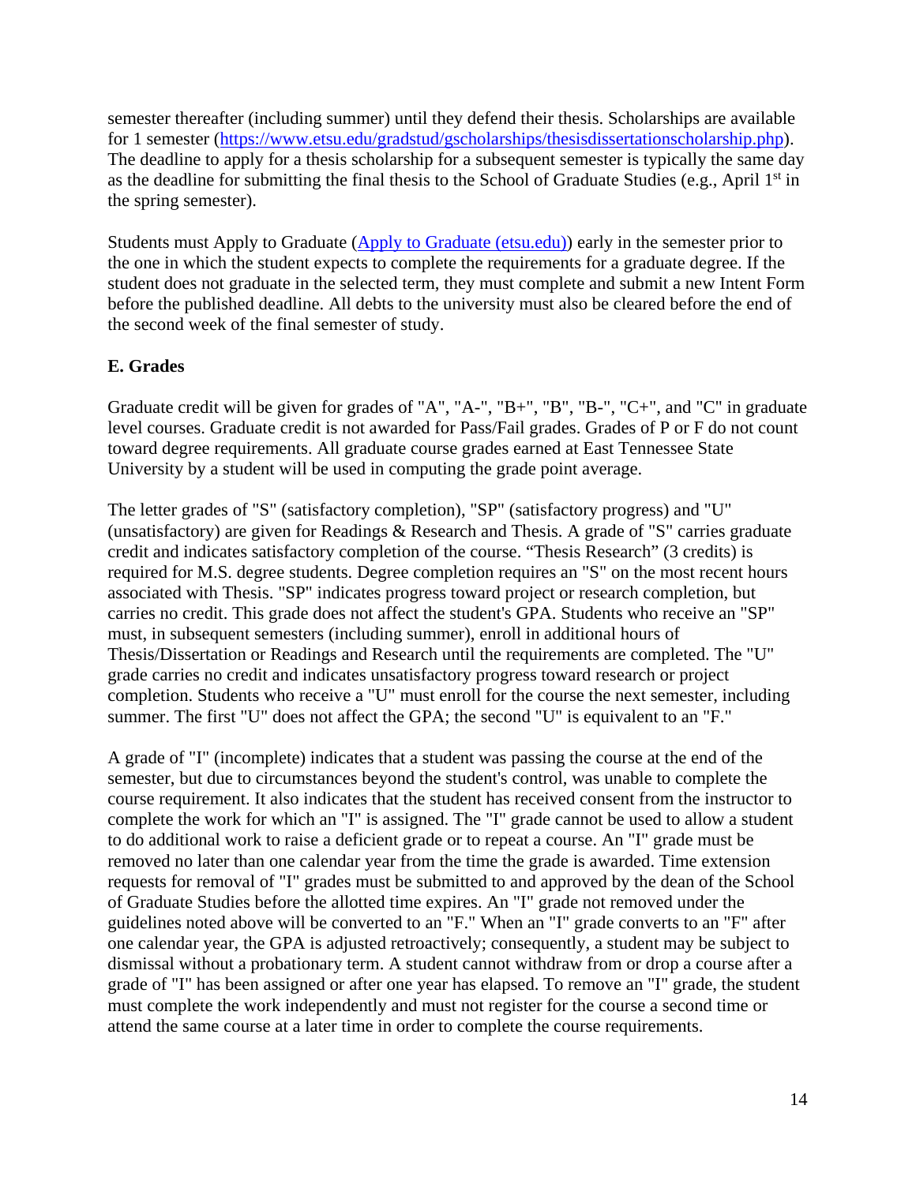semester thereafter (including summer) until they defend their thesis. Scholarships are available for 1 semester (https://www.etsu.edu/gradstud/gscholarships/thesisdissertationscholarship.php). The deadline to apply for a thesis scholarship for a subsequent semester is typically the same day as the deadline for submitting the final thesis to the School of Graduate Studies (e.g., April 1st in the spring semester).

Students must Apply to Graduate ([Apply to Graduate (etsu.edu)]) early in the semester prior to the one in which the student expects to complete the requirements for a graduate degree. If the student does not graduate in the selected term, they must complete and submit a new Intent Form before the published deadline. All debts to the university must also be cleared before the end of the second week of the final semester of study.

**E. Grades**

Graduate credit will be given for grades of "A", "A-", "B+", "B", "B-", "C+", and "C" in graduate level courses. Graduate credit is not awarded for Pass/Fail grades. Grades of P or F do not count toward degree requirements. All graduate course grades earned at East Tennessee State University by a student will be used in computing the grade point average.

The letter grades of "S" (satisfactory completion), "SP" (satisfactory progress) and "U" (unsatisfactory) are given for Readings & Research and Thesis. A grade of "S" carries graduate credit and indicates satisfactory completion of the course. "Thesis Research" (3 credits) is required for M.S. degree students. Degree completion requires an "S" on the most recent hours associated with Thesis. "SP" indicates progress toward project or research completion, but carries no credit. This grade does not affect the student's GPA. Students who receive an "SP" must, in subsequent semesters (including summer), enroll in additional hours of Thesis/Dissertation or Readings and Research until the requirements are completed. The "U" grade carries no credit and indicates unsatisfactory progress toward research or project completion. Students who receive a "U" must enroll for the course the next semester, including summer. The first "U" does not affect the GPA; the second "U" is equivalent to an "F."

A grade of "I" (incomplete) indicates that a student was passing the course at the end of the semester, but due to circumstances beyond the student's control, was unable to complete the course requirement. It also indicates that the student has received consent from the instructor to complete the work for which an "I" is assigned. The "I" grade cannot be used to allow a student to do additional work to raise a deficient grade or to repeat a course. An "I" grade must be removed no later than one calendar year from the time the grade is awarded. Time extension requests for removal of "I" grades must be submitted to and approved by the dean of the School of Graduate Studies before the allotted time expires. An "I" grade not removed under the guidelines noted above will be converted to an "F." When an "I" grade converts to an "F" after one calendar year, the GPA is adjusted retroactively; consequently, a student may be subject to dismissal without a probationary term. A student cannot withdraw from or drop a course after a grade of "I" has been assigned or after one year has elapsed. To remove an "I" grade, the student must complete the work independently and must not register for the course a second time or attend the same course at a later time in order to complete the course requirements.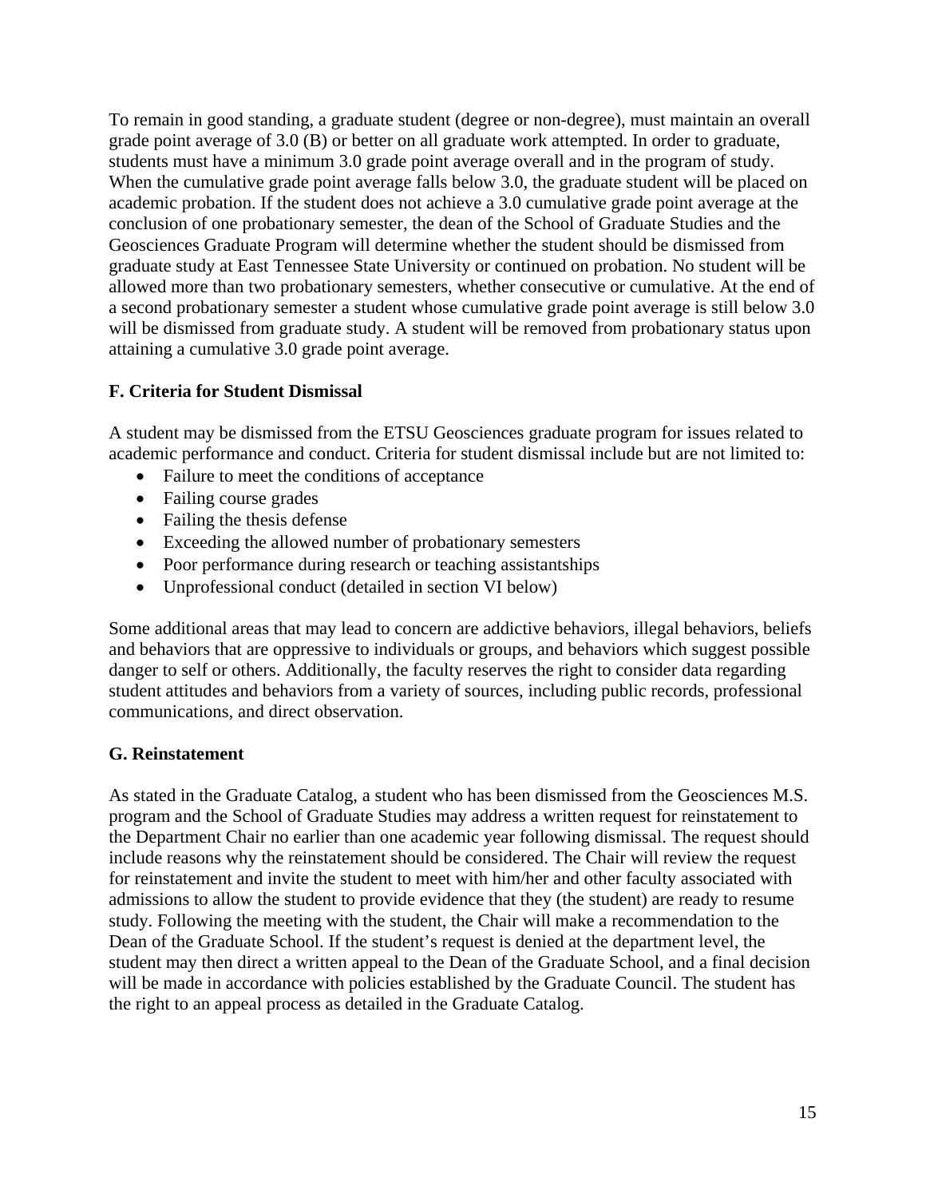To remain in good standing, a graduate student (degree or non-degree), must maintain an overall grade point average of 3.0 (B) or better on all graduate work attempted. In order to graduate, students must have a minimum 3.0 grade point average overall and in the program of study. When the cumulative grade point average falls below 3.0, the graduate student will be placed on academic probation. If the student does not achieve a 3.0 cumulative grade point average at the conclusion of one probationary semester, the dean of the School of Graduate Studies and the Geosciences Graduate Program will determine whether the student should be dismissed from graduate study at East Tennessee State University or continued on probation. No student will be allowed more than two probationary semesters, whether consecutive or cumulative. At the end of a second probationary semester a student whose cumulative grade point average is still below 3.0 will be dismissed from graduate study. A student will be removed from probationary status upon attaining a cumulative 3.0 grade point average.

### F. Criteria for Student Dismissal

A student may be dismissed from the ETSU Geosciences graduate program for issues related to academic performance and conduct. Criteria for student dismissal include but are not limited to:

- Failure to meet the conditions of acceptance
- Failing course grades
- Failing the thesis defense
- Exceeding the allowed number of probationary semesters
- Poor performance during research or teaching assistantships
- Unprofessional conduct (detailed in section VI below)

Some additional areas that may lead to concern are addictive behaviors, illegal behaviors, beliefs and behaviors that are oppressive to individuals or groups, and behaviors which suggest possible danger to self or others. Additionally, the faculty reserves the right to consider data regarding student attitudes and behaviors from a variety of sources, including public records, professional communications, and direct observation.

### G. Reinstatement

As stated in the Graduate Catalog, a student who has been dismissed from the Geosciences M.S. program and the School of Graduate Studies may address a written request for reinstatement to the Department Chair no earlier than one academic year following dismissal. The request should include reasons why the reinstatement should be considered. The Chair will review the request for reinstatement and invite the student to meet with him/her and other faculty associated with admissions to allow the student to provide evidence that they (the student) are ready to resume study. Following the meeting with the student, the Chair will make a recommendation to the Dean of the Graduate School. If the student's request is denied at the department level, the student may then direct a written appeal to the Dean of the Graduate School, and a final decision will be made in accordance with policies established by the Graduate Council. The student has the right to an appeal process as detailed in the Graduate Catalog.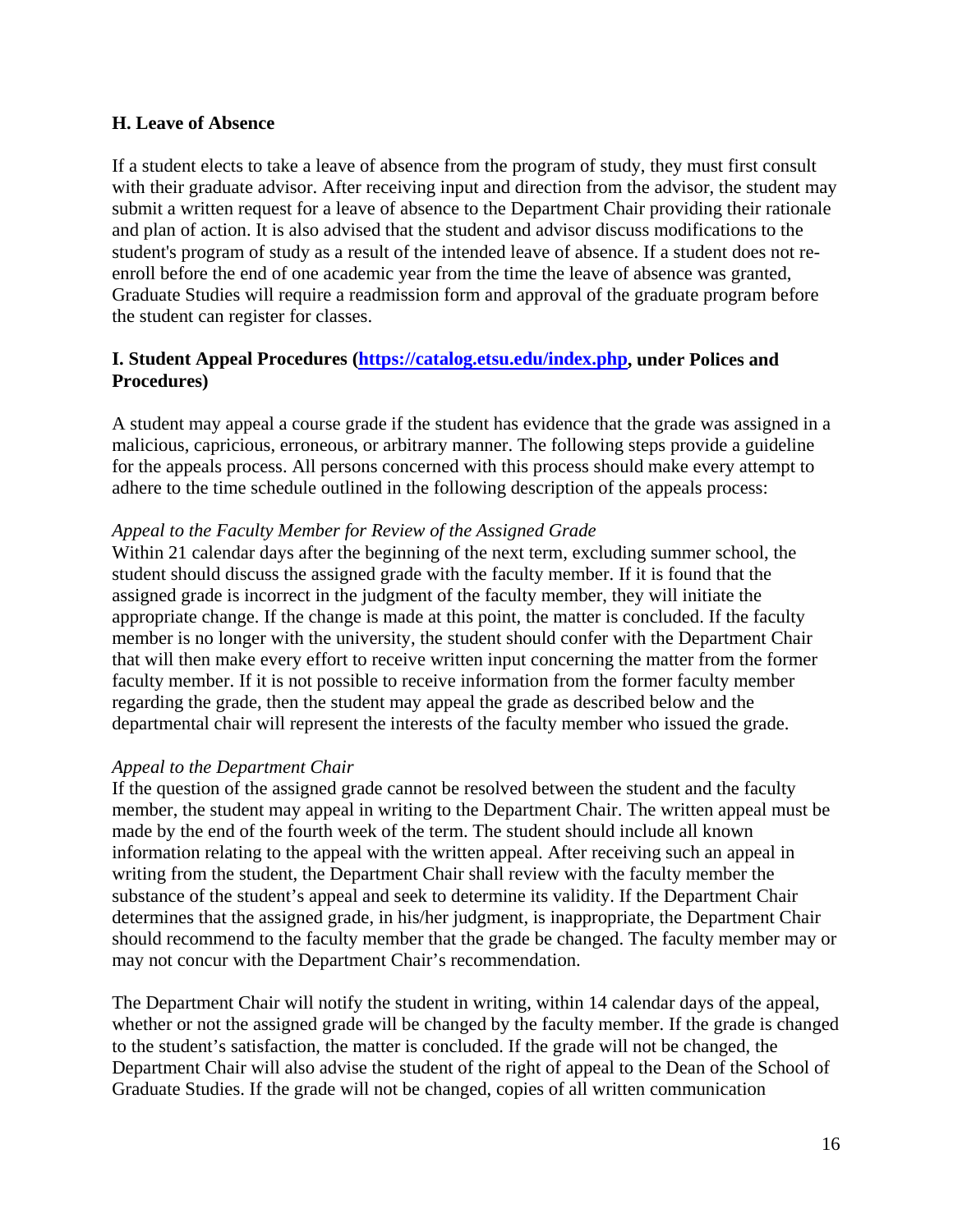### H. Leave of Absence

If a student elects to take a leave of absence from the program of study, they must first consult with their graduate advisor. After receiving input and direction from the advisor, the student may submit a written request for a leave of absence to the Department Chair providing their rationale and plan of action. It is also advised that the student and advisor discuss modifications to the student's program of study as a result of the intended leave of absence. If a student does not re-enroll before the end of one academic year from the time the leave of absence was granted, Graduate Studies will require a readmission form and approval of the graduate program before the student can register for classes.

### I. Student Appeal Procedures ([https://catalog.etsu.edu/index.php](https://catalog.etsu.edu/index.php), under Polices and Procedures)

A student may appeal a course grade if the student has evidence that the grade was assigned in a malicious, capricious, erroneous, or arbitrary manner. The following steps provide a guideline for the appeals process. All persons concerned with this process should make every attempt to adhere to the time schedule outlined in the following description of the appeals process:

*Appeal to the Faculty Member for Review of the Assigned Grade*

Within 21 calendar days after the beginning of the next term, excluding summer school, the student should discuss the assigned grade with the faculty member. If it is found that the assigned grade is incorrect in the judgment of the faculty member, they will initiate the appropriate change. If the change is made at this point, the matter is concluded. If the faculty member is no longer with the university, the student should confer with the Department Chair that will then make every effort to receive written input concerning the matter from the former faculty member. If it is not possible to receive information from the former faculty member regarding the grade, then the student may appeal the grade as described below and the departmental chair will represent the interests of the faculty member who issued the grade.

*Appeal to the Department Chair*

If the question of the assigned grade cannot be resolved between the student and the faculty member, the student may appeal in writing to the Department Chair. The written appeal must be made by the end of the fourth week of the term. The student should include all known information relating to the appeal with the written appeal. After receiving such an appeal in writing from the student, the Department Chair shall review with the faculty member the substance of the student's appeal and seek to determine its validity. If the Department Chair determines that the assigned grade, in his/her judgment, is inappropriate, the Department Chair should recommend to the faculty member that the grade be changed. The faculty member may or may not concur with the Department Chair's recommendation.

The Department Chair will notify the student in writing, within 14 calendar days of the appeal, whether or not the assigned grade will be changed by the faculty member. If the grade is changed to the student's satisfaction, the matter is concluded. If the grade will not be changed, the Department Chair will also advise the student of the right of appeal to the Dean of the School of Graduate Studies. If the grade will not be changed, copies of all written communication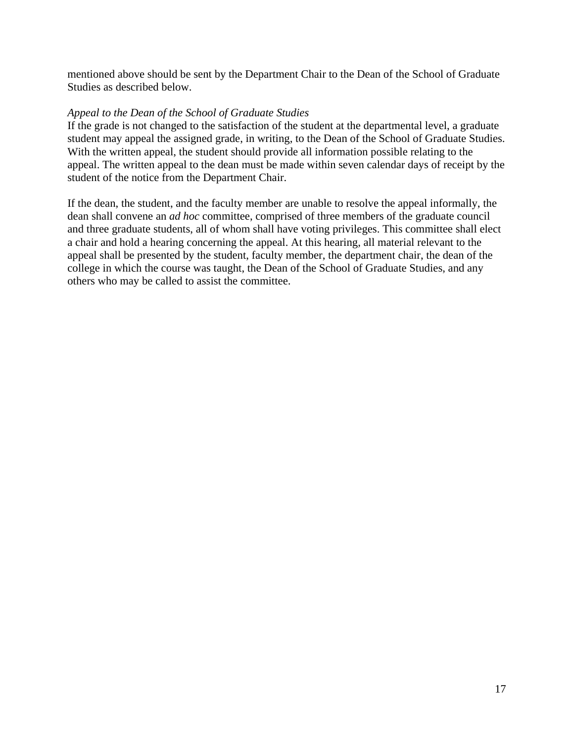mentioned above should be sent by the Department Chair to the Dean of the School of Graduate Studies as described below.

*Appeal to the Dean of the School of Graduate Studies*

If the grade is not changed to the satisfaction of the student at the departmental level, a graduate student may appeal the assigned grade, in writing, to the Dean of the School of Graduate Studies. With the written appeal, the student should provide all information possible relating to the appeal. The written appeal to the dean must be made within seven calendar days of receipt by the student of the notice from the Department Chair.

If the dean, the student, and the faculty member are unable to resolve the appeal informally, the dean shall convene an *ad hoc* committee, comprised of three members of the graduate council and three graduate students, all of whom shall have voting privileges. This committee shall elect a chair and hold a hearing concerning the appeal. At this hearing, all material relevant to the appeal shall be presented by the student, faculty member, the department chair, the dean of the college in which the course was taught, the Dean of the School of Graduate Studies, and any others who may be called to assist the committee.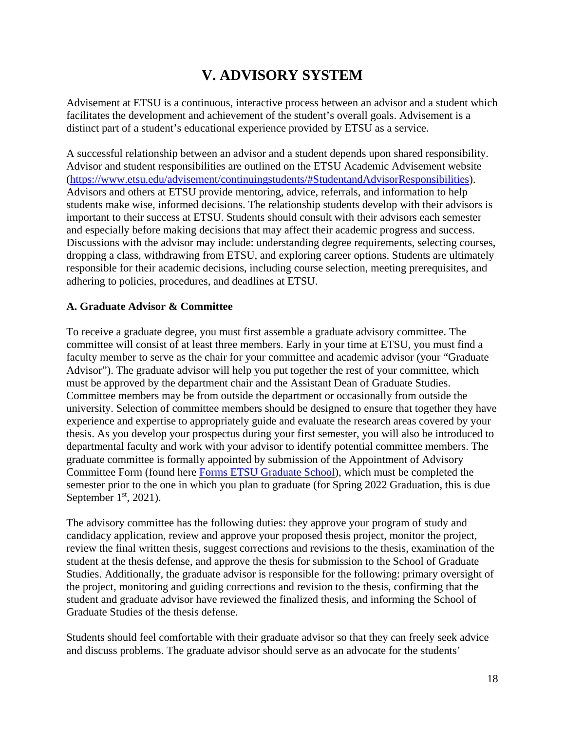# V. ADVISORY SYSTEM

Advisement at ETSU is a continuous, interactive process between an advisor and a student which facilitates the development and achievement of the student's overall goals. Advisement is a distinct part of a student's educational experience provided by ETSU as a service.

A successful relationship between an advisor and a student depends upon shared responsibility. Advisor and student responsibilities are outlined on the ETSU Academic Advisement website (https://www.etsu.edu/advisement/continuingstudents/#StudentandAdvisorResponsibilities). Advisors and others at ETSU provide mentoring, advice, referrals, and information to help students make wise, informed decisions. The relationship students develop with their advisors is important to their success at ETSU. Students should consult with their advisors each semester and especially before making decisions that may affect their academic progress and success. Discussions with the advisor may include: understanding degree requirements, selecting courses, dropping a class, withdrawing from ETSU, and exploring career options. Students are ultimately responsible for their academic decisions, including course selection, meeting prerequisites, and adhering to policies, procedures, and deadlines at ETSU.

**A. Graduate Advisor & Committee**

To receive a graduate degree, you must first assemble a graduate advisory committee. The committee will consist of at least three members. Early in your time at ETSU, you must find a faculty member to serve as the chair for your committee and academic advisor (your "Graduate Advisor"). The graduate advisor will help you put together the rest of your committee, which must be approved by the department chair and the Assistant Dean of Graduate Studies. Committee members may be from outside the department or occasionally from outside the university. Selection of committee members should be designed to ensure that together they have experience and expertise to appropriately guide and evaluate the research areas covered by your thesis. As you develop your prospectus during your first semester, you will also be introduced to departmental faculty and work with your advisor to identify potential committee members. The graduate committee is formally appointed by submission of the Appointment of Advisory Committee Form (found here Forms ETSU Graduate School), which must be completed the semester prior to the one in which you plan to graduate (for Spring 2022 Graduation, this is due September 1st, 2021).

The advisory committee has the following duties: they approve your program of study and candidacy application, review and approve your proposed thesis project, monitor the project, review the final written thesis, suggest corrections and revisions to the thesis, examination of the student at the thesis defense, and approve the thesis for submission to the School of Graduate Studies. Additionally, the graduate advisor is responsible for the following: primary oversight of the project, monitoring and guiding corrections and revision to the thesis, confirming that the student and graduate advisor have reviewed the finalized thesis, and informing the School of Graduate Studies of the thesis defense.

Students should feel comfortable with their graduate advisor so that they can freely seek advice and discuss problems. The graduate advisor should serve as an advocate for the students'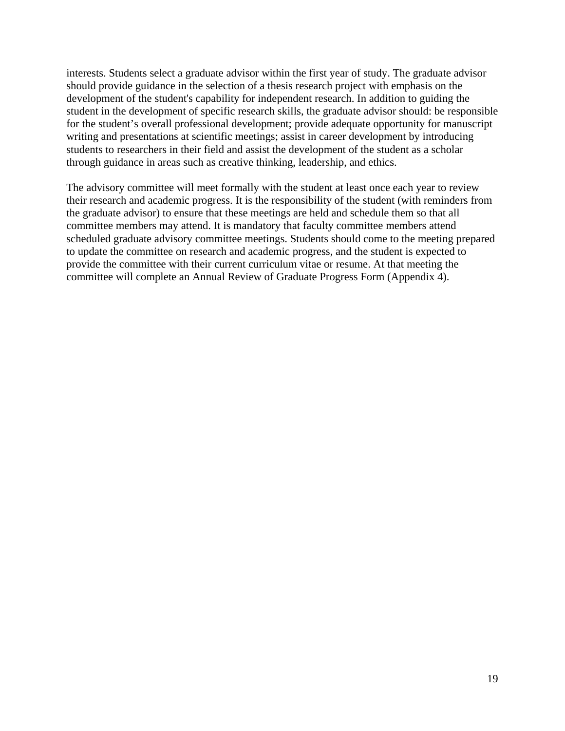interests. Students select a graduate advisor within the first year of study. The graduate advisor should provide guidance in the selection of a thesis research project with emphasis on the development of the student's capability for independent research. In addition to guiding the student in the development of specific research skills, the graduate advisor should: be responsible for the student's overall professional development; provide adequate opportunity for manuscript writing and presentations at scientific meetings; assist in career development by introducing students to researchers in their field and assist the development of the student as a scholar through guidance in areas such as creative thinking, leadership, and ethics.

The advisory committee will meet formally with the student at least once each year to review their research and academic progress. It is the responsibility of the student (with reminders from the graduate advisor) to ensure that these meetings are held and schedule them so that all committee members may attend. It is mandatory that faculty committee members attend scheduled graduate advisory committee meetings. Students should come to the meeting prepared to update the committee on research and academic progress, and the student is expected to provide the committee with their current curriculum vitae or resume. At that meeting the committee will complete an Annual Review of Graduate Progress Form (Appendix 4).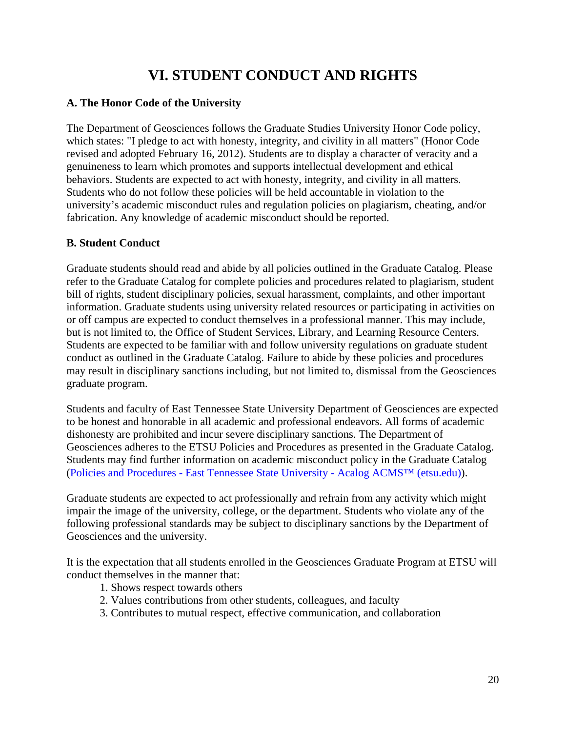# VI. STUDENT CONDUCT AND RIGHTS

### A. The Honor Code of the University

The Department of Geosciences follows the Graduate Studies University Honor Code policy, which states: "I pledge to act with honesty, integrity, and civility in all matters" (Honor Code revised and adopted February 16, 2012). Students are to display a character of veracity and a genuineness to learn which promotes and supports intellectual development and ethical behaviors. Students are expected to act with honesty, integrity, and civility in all matters. Students who do not follow these policies will be held accountable in violation to the university's academic misconduct rules and regulation policies on plagiarism, cheating, and/or fabrication. Any knowledge of academic misconduct should be reported.

### B. Student Conduct

Graduate students should read and abide by all policies outlined in the Graduate Catalog. Please refer to the Graduate Catalog for complete policies and procedures related to plagiarism, student bill of rights, student disciplinary policies, sexual harassment, complaints, and other important information. Graduate students using university related resources or participating in activities on or off campus are expected to conduct themselves in a professional manner. This may include, but is not limited to, the Office of Student Services, Library, and Learning Resource Centers. Students are expected to be familiar with and follow university regulations on graduate student conduct as outlined in the Graduate Catalog. Failure to abide by these policies and procedures may result in disciplinary sanctions including, but not limited to, dismissal from the Geosciences graduate program.

Students and faculty of East Tennessee State University Department of Geosciences are expected to be honest and honorable in all academic and professional endeavors. All forms of academic dishonesty are prohibited and incur severe disciplinary sanctions. The Department of Geosciences adheres to the ETSU Policies and Procedures as presented in the Graduate Catalog. Students may find further information on academic misconduct policy in the Graduate Catalog (Policies and Procedures - East Tennessee State University - Acalog ACMS™ (etsu.edu)).

Graduate students are expected to act professionally and refrain from any activity which might impair the image of the university, college, or the department. Students who violate any of the following professional standards may be subject to disciplinary sanctions by the Department of Geosciences and the university.

It is the expectation that all students enrolled in the Geosciences Graduate Program at ETSU will conduct themselves in the manner that:

1. Shows respect towards others
2. Values contributions from other students, colleagues, and faculty
3. Contributes to mutual respect, effective communication, and collaboration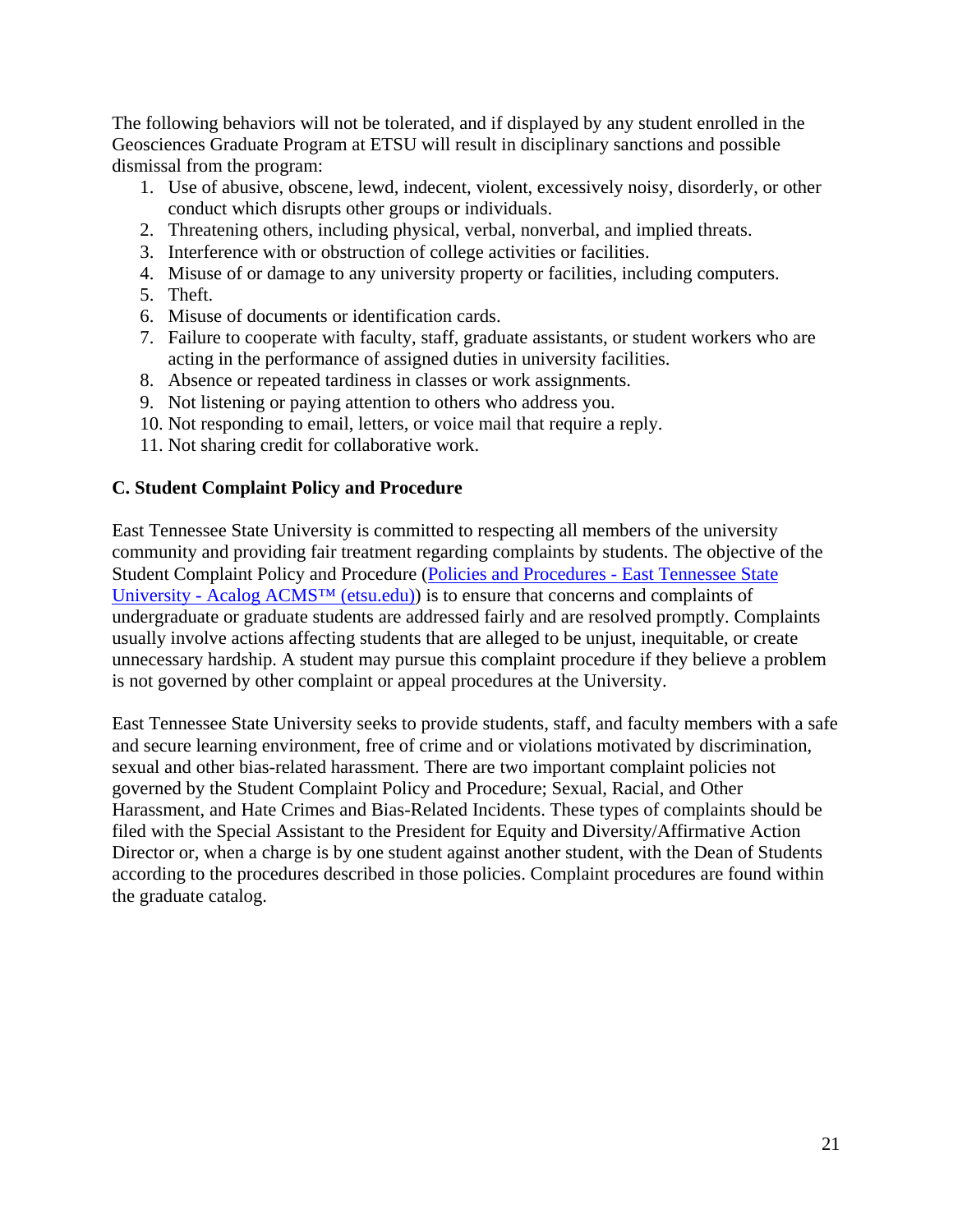The following behaviors will not be tolerated, and if displayed by any student enrolled in the Geosciences Graduate Program at ETSU will result in disciplinary sanctions and possible dismissal from the program:

1. Use of abusive, obscene, lewd, indecent, violent, excessively noisy, disorderly, or other conduct which disrupts other groups or individuals.
2. Threatening others, including physical, verbal, nonverbal, and implied threats.
3. Interference with or obstruction of college activities or facilities.
4. Misuse of or damage to any university property or facilities, including computers.
5. Theft.
6. Misuse of documents or identification cards.
7. Failure to cooperate with faculty, staff, graduate assistants, or student workers who are acting in the performance of assigned duties in university facilities.
8. Absence or repeated tardiness in classes or work assignments.
9. Not listening or paying attention to others who address you.
10. Not responding to email, letters, or voice mail that require a reply.
11. Not sharing credit for collaborative work.

**C. Student Complaint Policy and Procedure**

East Tennessee State University is committed to respecting all members of the university community and providing fair treatment regarding complaints by students. The objective of the Student Complaint Policy and Procedure (Policies and Procedures - East Tennessee State University - Acalog ACMS™ (etsu.edu)) is to ensure that concerns and complaints of undergraduate or graduate students are addressed fairly and are resolved promptly. Complaints usually involve actions affecting students that are alleged to be unjust, inequitable, or create unnecessary hardship. A student may pursue this complaint procedure if they believe a problem is not governed by other complaint or appeal procedures at the University.

East Tennessee State University seeks to provide students, staff, and faculty members with a safe and secure learning environment, free of crime and or violations motivated by discrimination, sexual and other bias-related harassment. There are two important complaint policies not governed by the Student Complaint Policy and Procedure; Sexual, Racial, and Other Harassment, and Hate Crimes and Bias-Related Incidents. These types of complaints should be filed with the Special Assistant to the President for Equity and Diversity/Affirmative Action Director or, when a charge is by one student against another student, with the Dean of Students according to the procedures described in those policies. Complaint procedures are found within the graduate catalog.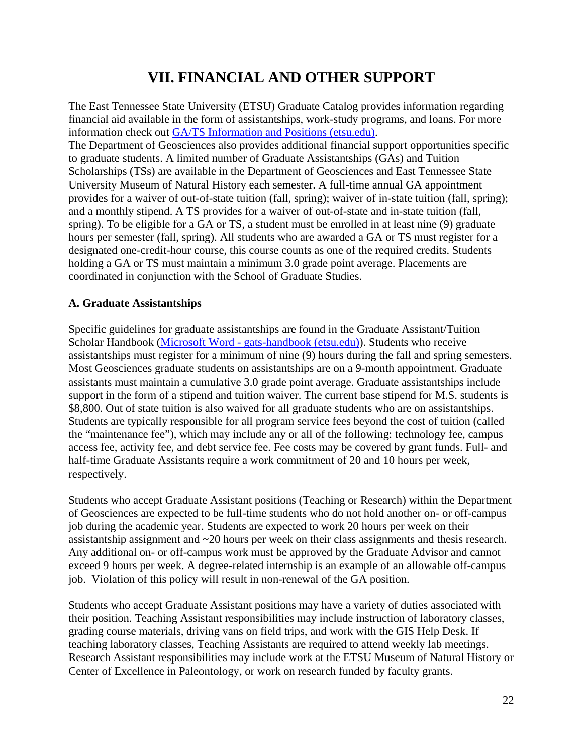# VII. FINANCIAL AND OTHER SUPPORT

The East Tennessee State University (ETSU) Graduate Catalog provides information regarding financial aid available in the form of assistantships, work-study programs, and loans. For more information check out [GA/TS Information and Positions (etsu.edu)](GA/TS Information and Positions (etsu.edu)).
The Department of Geosciences also provides additional financial support opportunities specific to graduate students. A limited number of Graduate Assistantships (GAs) and Tuition Scholarships (TSs) are available in the Department of Geosciences and East Tennessee State University Museum of Natural History each semester. A full-time annual GA appointment provides for a waiver of out-of-state tuition (fall, spring); waiver of in-state tuition (fall, spring); and a monthly stipend. A TS provides for a waiver of out-of-state and in-state tuition (fall, spring). To be eligible for a GA or TS, a student must be enrolled in at least nine (9) graduate hours per semester (fall, spring). All students who are awarded a GA or TS must register for a designated one-credit-hour course, this course counts as one of the required credits. Students holding a GA or TS must maintain a minimum 3.0 grade point average. Placements are coordinated in conjunction with the School of Graduate Studies.

### A. Graduate Assistantships

Specific guidelines for graduate assistantships are found in the Graduate Assistant/Tuition Scholar Handbook (Microsoft Word - gats-handbook (etsu.edu)). Students who receive assistantships must register for a minimum of nine (9) hours during the fall and spring semesters. Most Geosciences graduate students on assistantships are on a 9-month appointment. Graduate assistants must maintain a cumulative 3.0 grade point average. Graduate assistantships include support in the form of a stipend and tuition waiver. The current base stipend for M.S. students is $8,800. Out of state tuition is also waived for all graduate students who are on assistantships. Students are typically responsible for all program service fees beyond the cost of tuition (called the "maintenance fee"), which may include any or all of the following: technology fee, campus access fee, activity fee, and debt service fee. Fee costs may be covered by grant funds. Full- and half-time Graduate Assistants require a work commitment of 20 and 10 hours per week, respectively.

Students who accept Graduate Assistant positions (Teaching or Research) within the Department of Geosciences are expected to be full-time students who do not hold another on- or off-campus job during the academic year. Students are expected to work 20 hours per week on their assistantship assignment and ~20 hours per week on their class assignments and thesis research. Any additional on- or off-campus work must be approved by the Graduate Advisor and cannot exceed 9 hours per week. A degree-related internship is an example of an allowable off-campus job. Violation of this policy will result in non-renewal of the GA position.

Students who accept Graduate Assistant positions may have a variety of duties associated with their position. Teaching Assistant responsibilities may include instruction of laboratory classes, grading course materials, driving vans on field trips, and work with the GIS Help Desk. If teaching laboratory classes, Teaching Assistants are required to attend weekly lab meetings. Research Assistant responsibilities may include work at the ETSU Museum of Natural History or Center of Excellence in Paleontology, or work on research funded by faculty grants.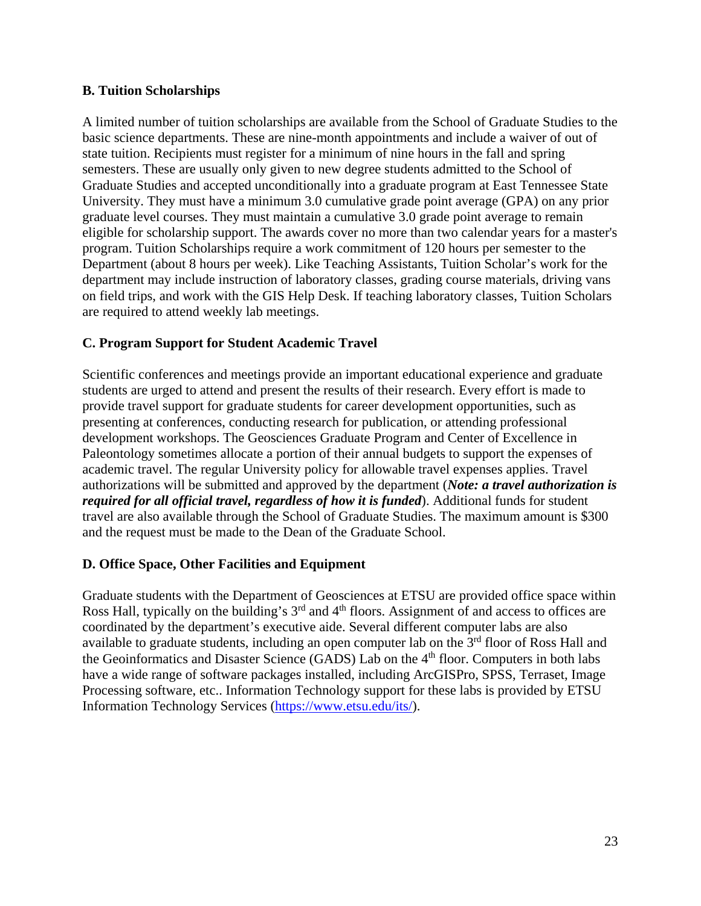### B. Tuition Scholarships

A limited number of tuition scholarships are available from the School of Graduate Studies to the basic science departments. These are nine-month appointments and include a waiver of out of state tuition. Recipients must register for a minimum of nine hours in the fall and spring semesters. These are usually only given to new degree students admitted to the School of Graduate Studies and accepted unconditionally into a graduate program at East Tennessee State University. They must have a minimum 3.0 cumulative grade point average (GPA) on any prior graduate level courses. They must maintain a cumulative 3.0 grade point average to remain eligible for scholarship support. The awards cover no more than two calendar years for a master's program. Tuition Scholarships require a work commitment of 120 hours per semester to the Department (about 8 hours per week). Like Teaching Assistants, Tuition Scholar's work for the department may include instruction of laboratory classes, grading course materials, driving vans on field trips, and work with the GIS Help Desk. If teaching laboratory classes, Tuition Scholars are required to attend weekly lab meetings.

### C. Program Support for Student Academic Travel

Scientific conferences and meetings provide an important educational experience and graduate students are urged to attend and present the results of their research. Every effort is made to provide travel support for graduate students for career development opportunities, such as presenting at conferences, conducting research for publication, or attending professional development workshops. The Geosciences Graduate Program and Center of Excellence in Paleontology sometimes allocate a portion of their annual budgets to support the expenses of academic travel. The regular University policy for allowable travel expenses applies. Travel authorizations will be submitted and approved by the department (***Note: a travel authorization is required for all official travel, regardless of how it is funded***). Additional funds for student travel are also available through the School of Graduate Studies. The maximum amount is $300 and the request must be made to the Dean of the Graduate School.

### D. Office Space, Other Facilities and Equipment

Graduate students with the Department of Geosciences at ETSU are provided office space within Ross Hall, typically on the building's 3rd and 4th floors. Assignment of and access to offices are coordinated by the department's executive aide. Several different computer labs are also available to graduate students, including an open computer lab on the 3rd floor of Ross Hall and the Geoinformatics and Disaster Science (GADS) Lab on the 4th floor. Computers in both labs have a wide range of software packages installed, including ArcGISPro, SPSS, Terraset, Image Processing software, etc.. Information Technology support for these labs is provided by ETSU Information Technology Services (https://www.etsu.edu/its/).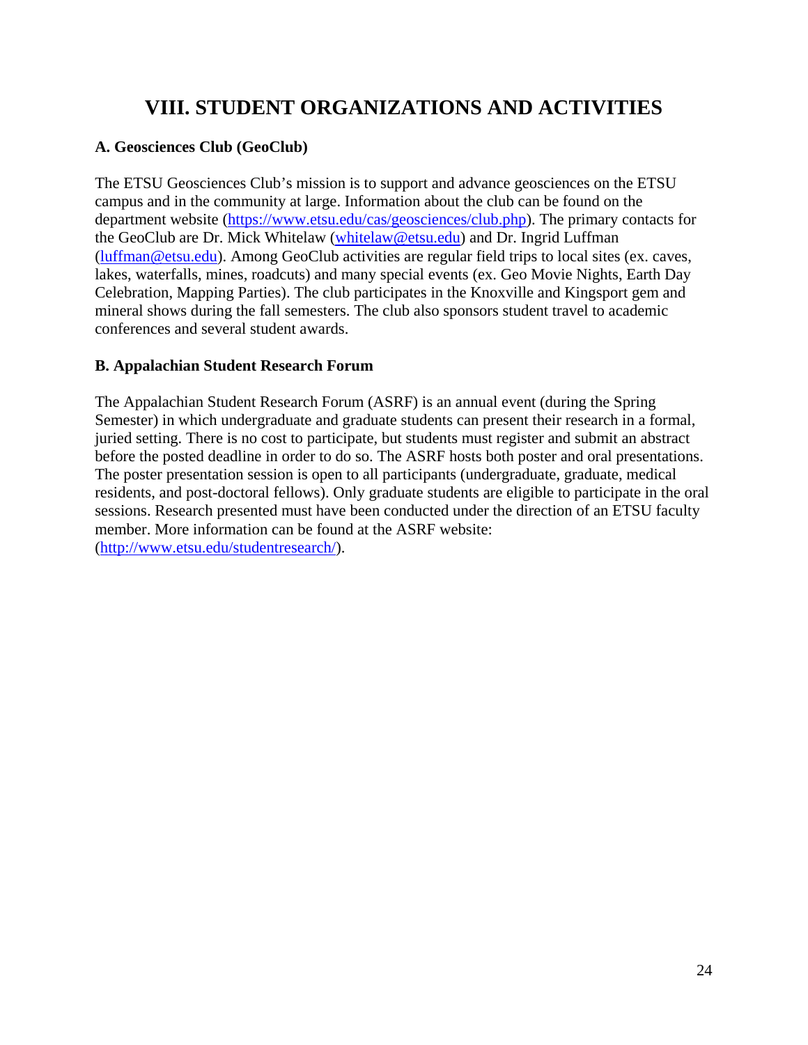# VIII. STUDENT ORGANIZATIONS AND ACTIVITIES

### A. Geosciences Club (GeoClub)

The ETSU Geosciences Club's mission is to support and advance geosciences on the ETSU campus and in the community at large. Information about the club can be found on the department website (https://www.etsu.edu/cas/geosciences/club.php). The primary contacts for the GeoClub are Dr. Mick Whitelaw (whitelaw@etsu.edu) and Dr. Ingrid Luffman (luffman@etsu.edu). Among GeoClub activities are regular field trips to local sites (ex. caves, lakes, waterfalls, mines, roadcuts) and many special events (ex. Geo Movie Nights, Earth Day Celebration, Mapping Parties). The club participates in the Knoxville and Kingsport gem and mineral shows during the fall semesters. The club also sponsors student travel to academic conferences and several student awards.

### B. Appalachian Student Research Forum

The Appalachian Student Research Forum (ASRF) is an annual event (during the Spring Semester) in which undergraduate and graduate students can present their research in a formal, juried setting. There is no cost to participate, but students must register and submit an abstract before the posted deadline in order to do so. The ASRF hosts both poster and oral presentations. The poster presentation session is open to all participants (undergraduate, graduate, medical residents, and post-doctoral fellows). Only graduate students are eligible to participate in the oral sessions. Research presented must have been conducted under the direction of an ETSU faculty member. More information can be found at the ASRF website: (http://www.etsu.edu/studentresearch/).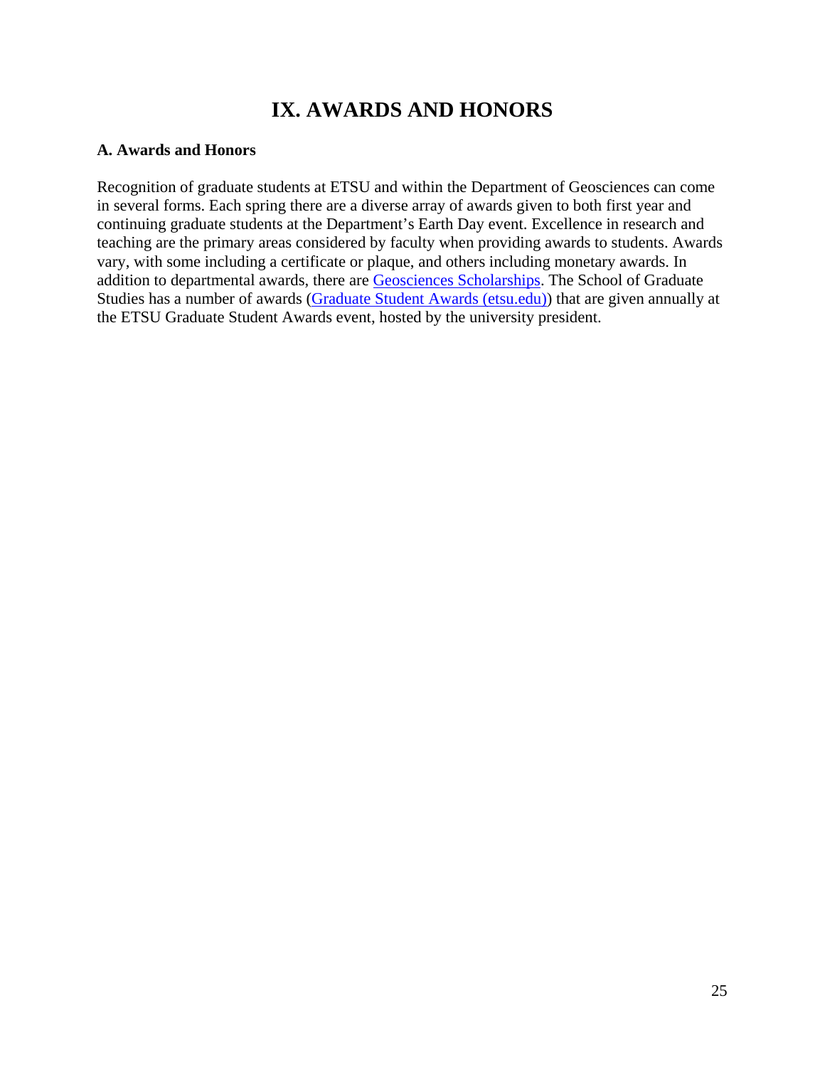# IX. AWARDS AND HONORS

**A. Awards and Honors**

Recognition of graduate students at ETSU and within the Department of Geosciences can come in several forms. Each spring there are a diverse array of awards given to both first year and continuing graduate students at the Department's Earth Day event. Excellence in research and teaching are the primary areas considered by faculty when providing awards to students. Awards vary, with some including a certificate or plaque, and others including monetary awards. In addition to departmental awards, there are Geosciences Scholarships. The School of Graduate Studies has a number of awards (Graduate Student Awards (etsu.edu)) that are given annually at the ETSU Graduate Student Awards event, hosted by the university president.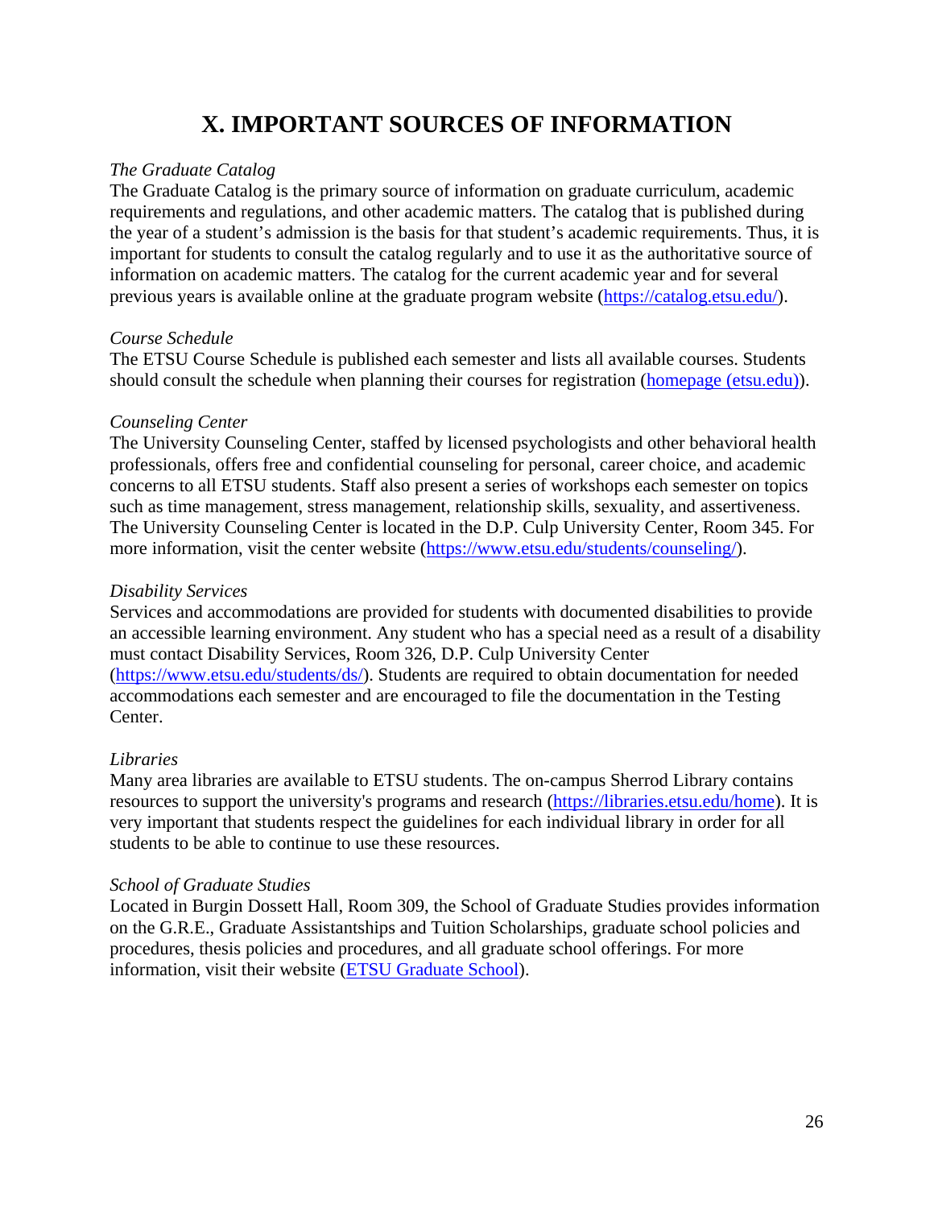# X. IMPORTANT SOURCES OF INFORMATION

*The Graduate Catalog*

The Graduate Catalog is the primary source of information on graduate curriculum, academic requirements and regulations, and other academic matters. The catalog that is published during the year of a student's admission is the basis for that student's academic requirements. Thus, it is important for students to consult the catalog regularly and to use it as the authoritative source of information on academic matters. The catalog for the current academic year and for several previous years is available online at the graduate program website (https://catalog.etsu.edu/).

*Course Schedule*

The ETSU Course Schedule is published each semester and lists all available courses. Students should consult the schedule when planning their courses for registration (homepage (etsu.edu)).

*Counseling Center*

The University Counseling Center, staffed by licensed psychologists and other behavioral health professionals, offers free and confidential counseling for personal, career choice, and academic concerns to all ETSU students. Staff also present a series of workshops each semester on topics such as time management, stress management, relationship skills, sexuality, and assertiveness. The University Counseling Center is located in the D.P. Culp University Center, Room 345. For more information, visit the center website (https://www.etsu.edu/students/counseling/).

*Disability Services*

Services and accommodations are provided for students with documented disabilities to provide an accessible learning environment. Any student who has a special need as a result of a disability must contact Disability Services, Room 326, D.P. Culp University Center (https://www.etsu.edu/students/ds/). Students are required to obtain documentation for needed accommodations each semester and are encouraged to file the documentation in the Testing Center.

*Libraries*

Many area libraries are available to ETSU students. The on-campus Sherrod Library contains resources to support the university's programs and research (https://libraries.etsu.edu/home). It is very important that students respect the guidelines for each individual library in order for all students to be able to continue to use these resources.

*School of Graduate Studies*

Located in Burgin Dossett Hall, Room 309, the School of Graduate Studies provides information on the G.R.E., Graduate Assistantships and Tuition Scholarships, graduate school policies and procedures, thesis policies and procedures, and all graduate school offerings. For more information, visit their website (ETSU Graduate School).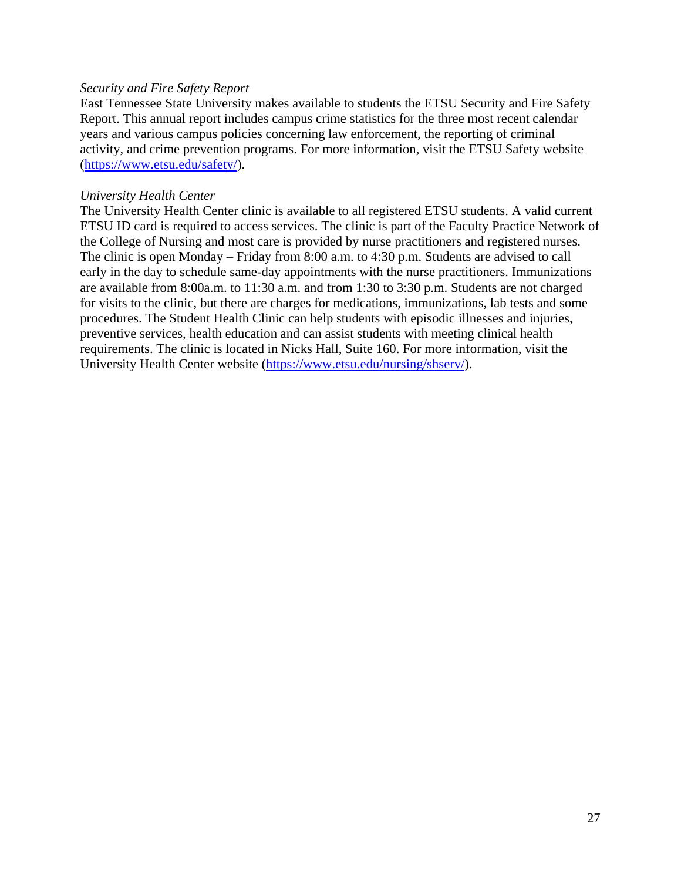*Security and Fire Safety Report*

East Tennessee State University makes available to students the ETSU Security and Fire Safety Report. This annual report includes campus crime statistics for the three most recent calendar years and various campus policies concerning law enforcement, the reporting of criminal activity, and crime prevention programs. For more information, visit the ETSU Safety website (https://www.etsu.edu/safety/).

*University Health Center*

The University Health Center clinic is available to all registered ETSU students. A valid current ETSU ID card is required to access services. The clinic is part of the Faculty Practice Network of the College of Nursing and most care is provided by nurse practitioners and registered nurses. The clinic is open Monday – Friday from 8:00 a.m. to 4:30 p.m. Students are advised to call early in the day to schedule same-day appointments with the nurse practitioners. Immunizations are available from 8:00a.m. to 11:30 a.m. and from 1:30 to 3:30 p.m. Students are not charged for visits to the clinic, but there are charges for medications, immunizations, lab tests and some procedures. The Student Health Clinic can help students with episodic illnesses and injuries, preventive services, health education and can assist students with meeting clinical health requirements. The clinic is located in Nicks Hall, Suite 160. For more information, visit the University Health Center website (https://www.etsu.edu/nursing/shserv/).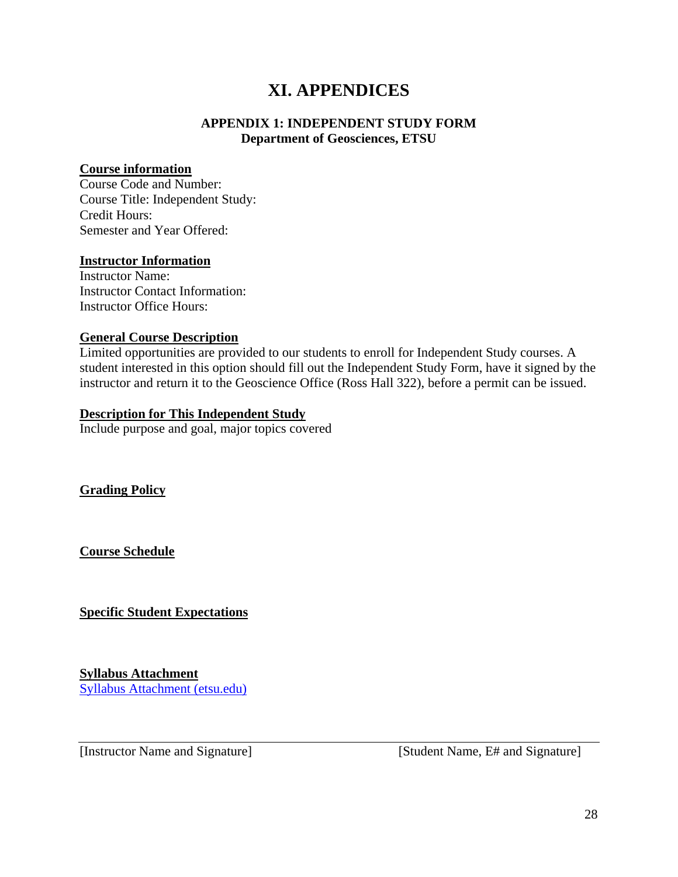# XI. APPENDICES

### APPENDIX 1: INDEPENDENT STUDY FORM
### Department of Geosciences, ETSU

**Course information**

Course Code and Number:
Course Title: Independent Study:
Credit Hours:
Semester and Year Offered:

**Instructor Information**

Instructor Name:
Instructor Contact Information:
Instructor Office Hours:

**General Course Description**

Limited opportunities are provided to our students to enroll for Independent Study courses. A student interested in this option should fill out the Independent Study Form, have it signed by the instructor and return it to the Geoscience Office (Ross Hall 322), before a permit can be issued.

**Description for This Independent Study**

Include purpose and goal, major topics covered

**Grading Policy**

**Course Schedule**

**Specific Student Expectations**

**Syllabus Attachment**

Syllabus Attachment (etsu.edu)

---

[Instructor Name and Signature] [Student Name, E# and Signature]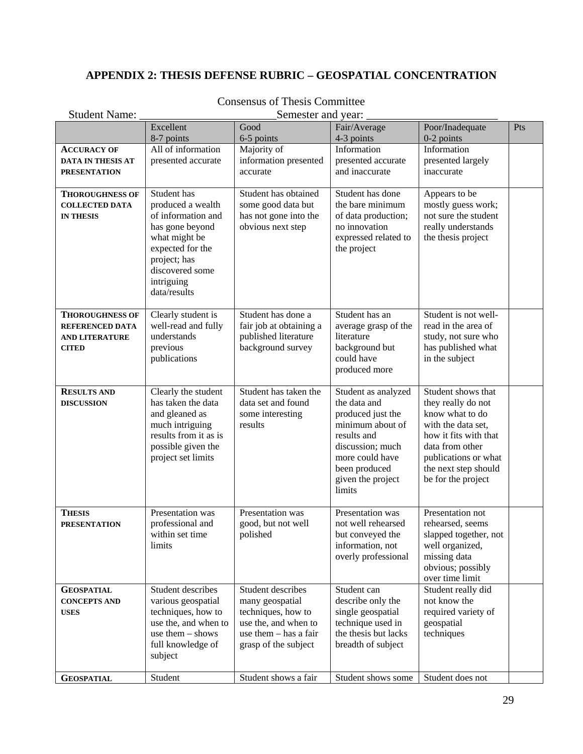# APPENDIX 2: THESIS DEFENSE RUBRIC – GEOSPATIAL CONCENTRATION

Consensus of Thesis Committee

Student Name: ______________________Semester and year: ____________________

| | Excellent 8-7 points | Good 6-5 points | Fair/Average 4-3 points | Poor/Inadequate 0-2 points | Pts |
|---|---|---|---|---|---|
| **ACCURACY OF DATA IN THESIS AT PRESENTATION** | All of information presented accurate | Majority of information presented accurate | Information presented accurate and inaccurate | Information presented largely inaccurate | |
| **THOROUGHNESS OF COLLECTED DATA IN THESIS** | Student has produced a wealth of information and has gone beyond what might be expected for the project; has discovered some intriguing data/results | Student has obtained some good data but has not gone into the obvious next step | Student has done the bare minimum of data production; no innovation expressed related to the project | Appears to be mostly guess work; not sure the student really understands the thesis project | |
| **THOROUGHNESS OF REFERENCED DATA AND LITERATURE CITED** | Clearly student is well-read and fully understands previous publications | Student has done a fair job at obtaining a published literature background survey | Student has an average grasp of the literature background but could have produced more | Student is not well-read in the area of study, not sure who has published what in the subject | |
| **RESULTS AND DISCUSSION** | Clearly the student has taken the data and gleaned as much intriguing results from it as is possible given the project set limits | Student has taken the data set and found some interesting results | Student as analyzed the data and produced just the minimum about of results and discussion; much more could have been produced given the project limits | Student shows that they really do not know what to do with the data set, how it fits with that data from other publications or what the next step should be for the project | |
| **THESIS PRESENTATION** | Presentation was professional and within set time limits | Presentation was good, but not well polished | Presentation was not well rehearsed but conveyed the information, not overly professional | Presentation not rehearsed, seems slapped together, not well organized, missing data obvious; possibly over time limit | |
| **GEOSPATIAL CONCEPTS AND USES** | Student describes various geospatial techniques, how to use the, and when to use them – shows full knowledge of subject | Student describes many geospatial techniques, how to use the, and when to use them – has a fair grasp of the subject | Student can describe only the single geospatial technique used in the thesis but lacks breadth of subject | Student really did not know the required variety of geospatial techniques | |
| **GEOSPATIAL** | Student | Student shows a fair | Student shows some | Student does not | |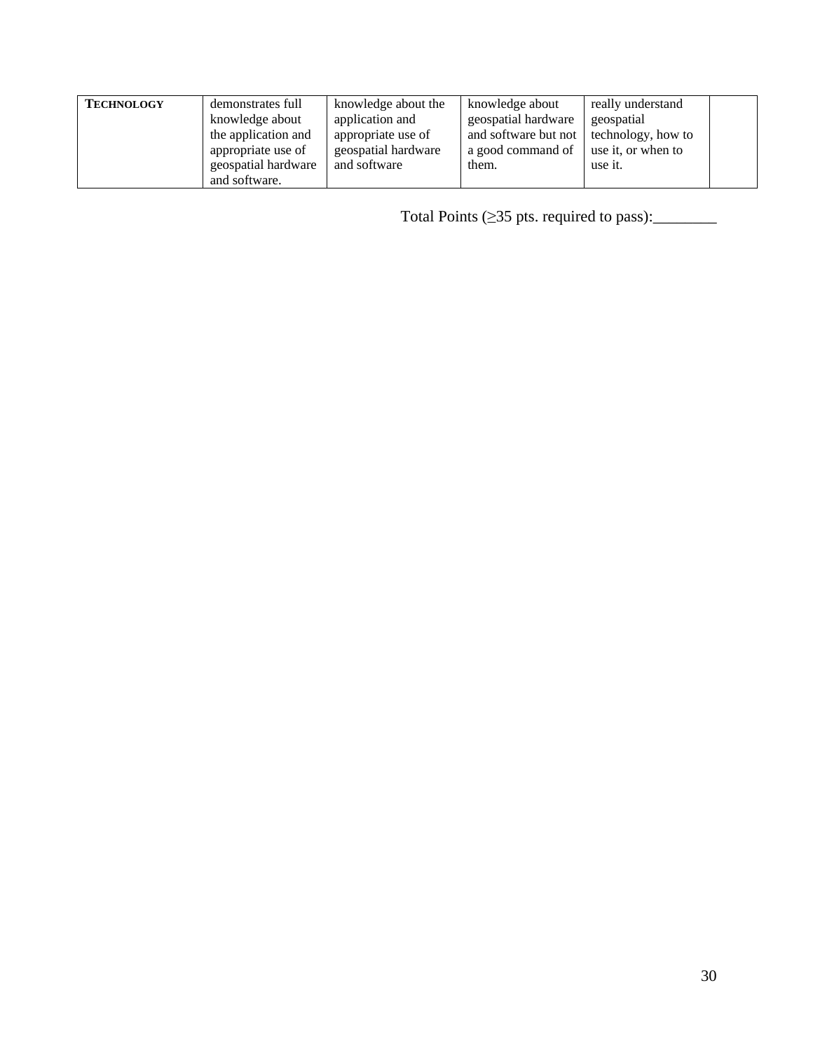| | | | | | |
|---|---|---|---|---|---|
| **TECHNOLOGY** | demonstrates full knowledge about the application and appropriate use of geospatial hardware and software. | knowledge about the application and appropriate use of geospatial hardware and software | knowledge about geospatial hardware and software but not a good command of them. | really understand geospatial technology, how to use it, or when to use it. | |

Total Points (≥35 pts. required to pass):________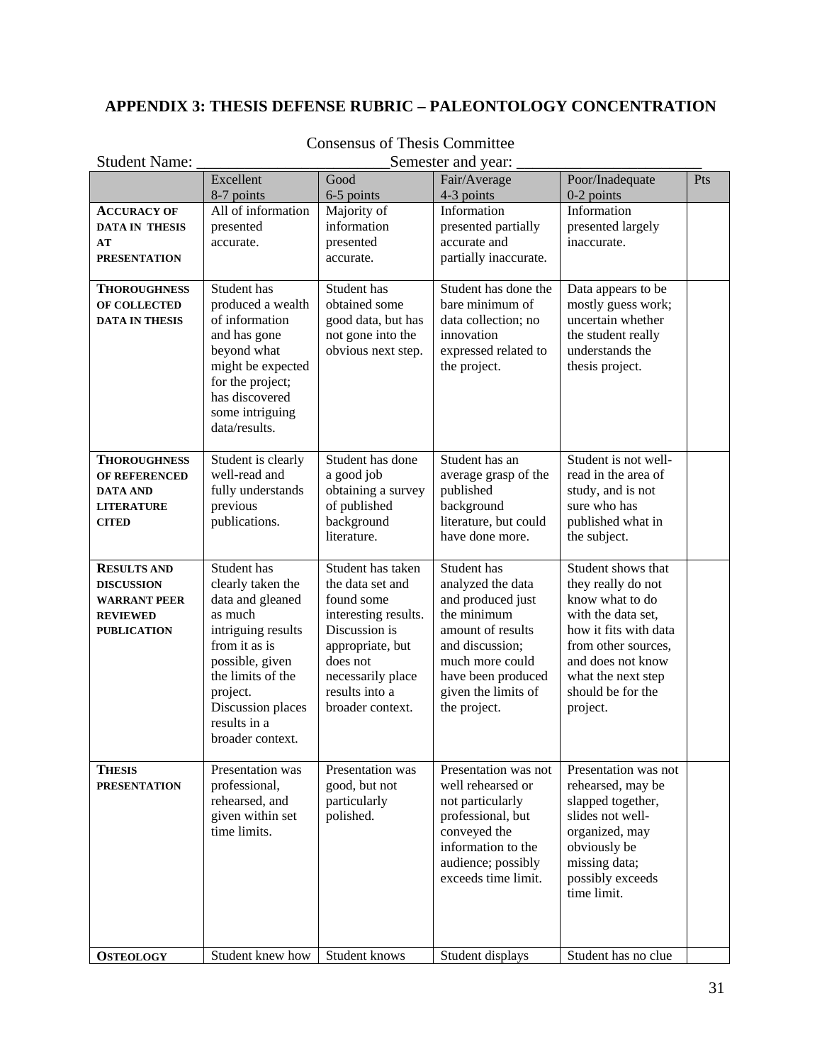## APPENDIX 3: THESIS DEFENSE RUBRIC – PALEONTOLOGY CONCENTRATION

Consensus of Thesis Committee

Student Name: ______________________Semester and year: ____________________

| | Excellent<br>8-7 points | Good<br>6-5 points | Fair/Average<br>4-3 points | Poor/Inadequate<br>0-2 points | Pts |
|---|---|---|---|---|---|
| **ACCURACY OF DATA IN THESIS AT PRESENTATION** | All of information presented accurate. | Majority of information presented accurate. | Information presented partially accurate and partially inaccurate. | Information presented largely inaccurate. | |
| **THOROUGHNESS OF COLLECTED DATA IN THESIS** | Student has produced a wealth of information and has gone beyond what might be expected for the project; has discovered some intriguing data/results. | Student has obtained some good data, but has not gone into the obvious next step. | Student has done the bare minimum of data collection; no innovation expressed related to the project. | Data appears to be mostly guess work; uncertain whether the student really understands the thesis project. | |
| **THOROUGHNESS OF REFERENCED DATA AND LITERATURE CITED** | Student is clearly well-read and fully understands previous publications. | Student has done a good job obtaining a survey of published background literature. | Student has an average grasp of the published background literature, but could have done more. | Student is not well-read in the area of study, and is not sure who has published what in the subject. | |
| **RESULTS AND DISCUSSION WARRANT PEER REVIEWED PUBLICATION** | Student has clearly taken the data and gleaned as much intriguing results from it as is possible, given the limits of the project. Discussion places results in a broader context. | Student has taken the data set and found some interesting results. Discussion is appropriate, but does not necessarily place results into a broader context. | Student has analyzed the data and produced just the minimum amount of results and discussion; much more could have been produced given the limits of the project. | Student shows that they really do not know what to do with the data set, how it fits with data from other sources, and does not know what the next step should be for the project. | |
| **THESIS PRESENTATION** | Presentation was professional, rehearsed, and given within set time limits. | Presentation was good, but not particularly polished. | Presentation was not well rehearsed or not particularly professional, but conveyed the information to the audience; possibly exceeds time limit. | Presentation was not rehearsed, may be slapped together, slides not well-organized, may obviously be missing data; possibly exceeds time limit. | |
| **OSTEOLOGY** | Student knew how | Student knows | Student displays | Student has no clue | |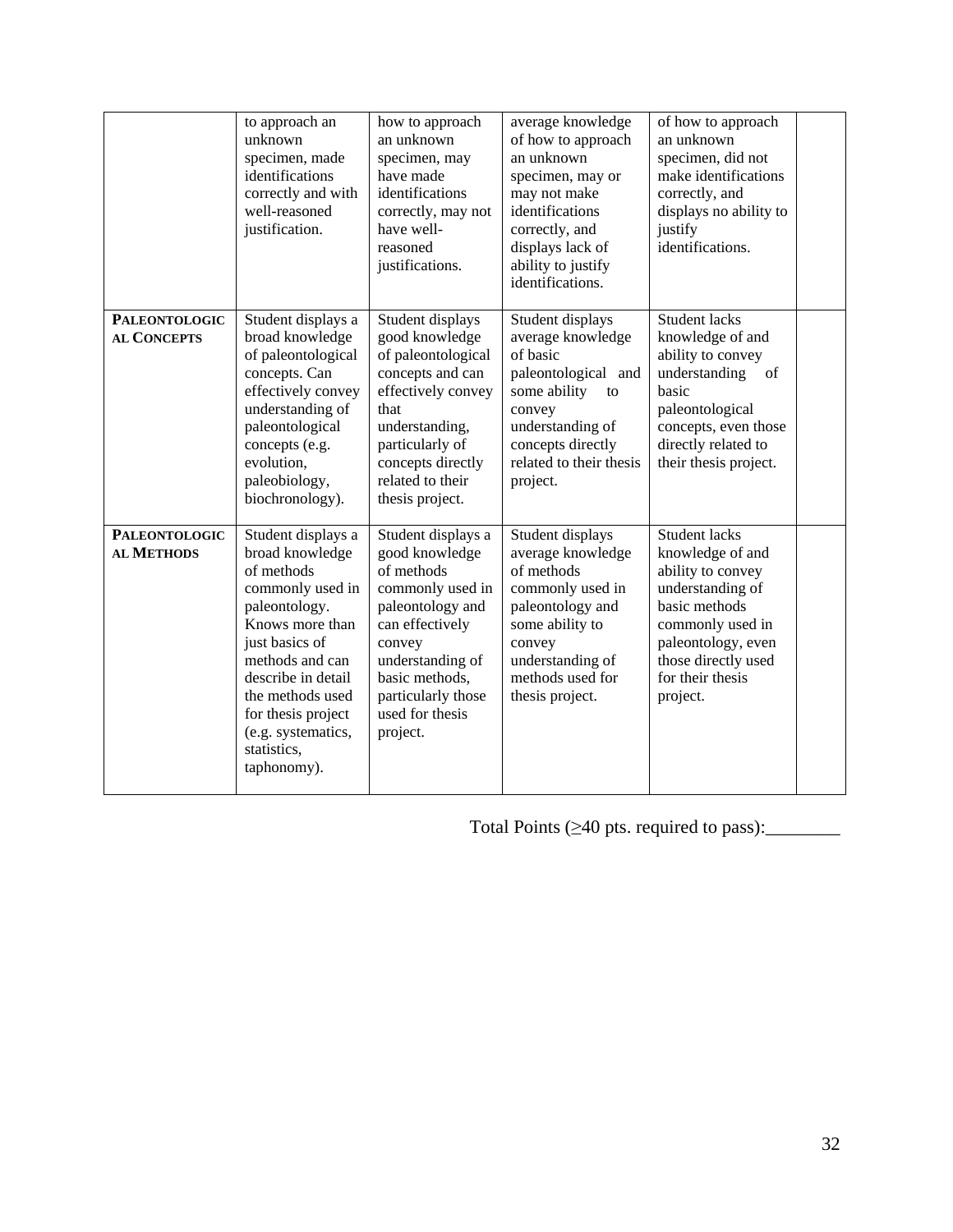| | | | | | |
|---|---|---|---|---|---|
| | to approach an unknown specimen, made identifications correctly and with well-reasoned justification. | how to approach an unknown specimen, may have made identifications correctly, may not have well-reasoned justifications. | average knowledge of how to approach an unknown specimen, may or may not make identifications correctly, and displays lack of ability to justify identifications. | of how to approach an unknown specimen, did not make identifications correctly, and displays no ability to justify identifications. | |
| **PALEONTOLOGICAL CONCEPTS** | Student displays a broad knowledge of paleontological concepts. Can effectively convey understanding of paleontological concepts (e.g. evolution, paleobiology, biochronology). | Student displays good knowledge of paleontological concepts and can effectively convey that understanding, particularly of concepts directly related to their thesis project. | Student displays average knowledge of basic paleontological and some ability to convey understanding of concepts directly related to their thesis project. | Student lacks knowledge of and ability to convey understanding of basic paleontological concepts, even those directly related to their thesis project. | |
| **PALEONTOLOGICAL METHODS** | Student displays a broad knowledge of methods commonly used in paleontology. Knows more than just basics of methods and can describe in detail the methods used for thesis project (e.g. systematics, statistics, taphonomy). | Student displays a good knowledge of methods commonly used in paleontology and can effectively convey understanding of basic methods, particularly those used for thesis project. | Student displays average knowledge of methods commonly used in paleontology and some ability to convey understanding of methods used for thesis project. | Student lacks knowledge of and ability to convey understanding of basic methods commonly used in paleontology, even those directly used for their thesis project. | |

Total Points (≥40 pts. required to pass):________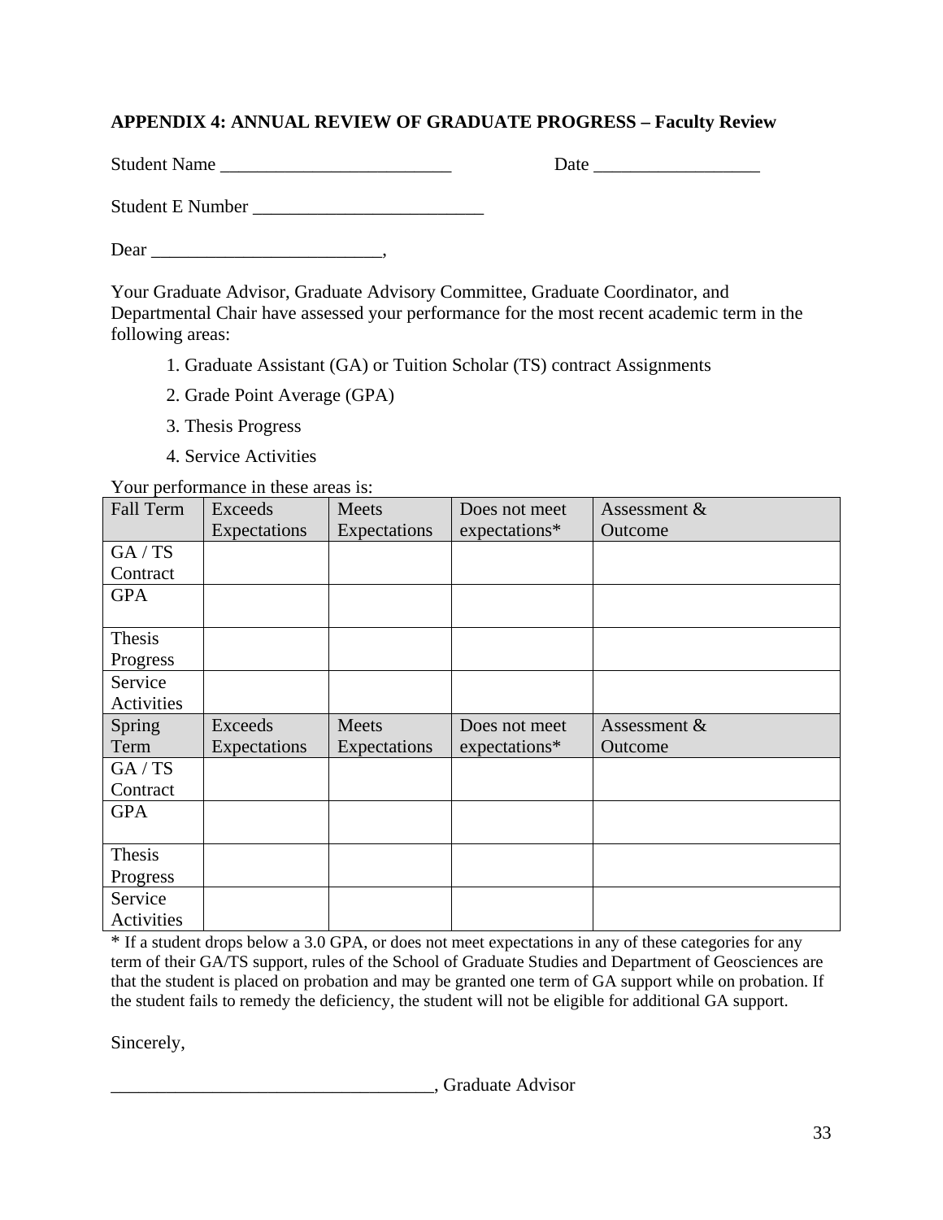**APPENDIX 4: ANNUAL REVIEW OF GRADUATE PROGRESS – Faculty Review**

Student Name _________________________ Date __________________

Student E Number _________________________

Dear _________________________,

Your Graduate Advisor, Graduate Advisory Committee, Graduate Coordinator, and Departmental Chair have assessed your performance for the most recent academic term in the following areas:

1. Graduate Assistant (GA) or Tuition Scholar (TS) contract Assignments
2. Grade Point Average (GPA)
3. Thesis Progress
4. Service Activities

Your performance in these areas is:

| Fall Term | Exceeds Expectations | Meets Expectations | Does not meet expectations* | Assessment & Outcome |
|---|---|---|---|---|
| GA / TS Contract | | | | |
| GPA | | | | |
| Thesis Progress | | | | |
| Service Activities | | | | |
| **Spring Term** | **Exceeds Expectations** | **Meets Expectations** | **Does not meet expectations*** | **Assessment & Outcome** |
| GA / TS Contract | | | | |
| GPA | | | | |
| Thesis Progress | | | | |
| Service Activities | | | | |

* If a student drops below a 3.0 GPA, or does not meet expectations in any of these categories for any term of their GA/TS support, rules of the School of Graduate Studies and Department of Geosciences are that the student is placed on probation and may be granted one term of GA support while on probation. If the student fails to remedy the deficiency, the student will not be eligible for additional GA support.

Sincerely,

___________________________________, Graduate Advisor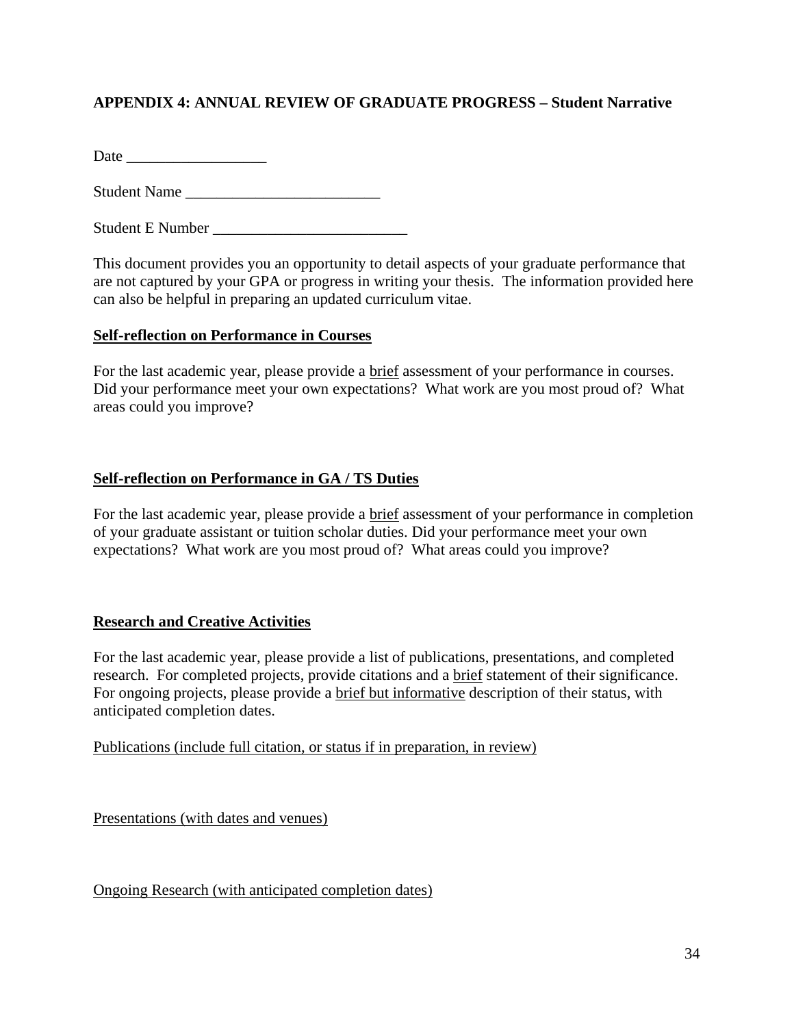**APPENDIX 4: ANNUAL REVIEW OF GRADUATE PROGRESS – Student Narrative**

Date __________________

Student Name _________________________

Student E Number _________________________

This document provides you an opportunity to detail aspects of your graduate performance that are not captured by your GPA or progress in writing your thesis. The information provided here can also be helpful in preparing an updated curriculum vitae.

<u>**Self-reflection on Performance in Courses**</u>

For the last academic year, please provide a <u>brief</u> assessment of your performance in courses. Did your performance meet your own expectations? What work are you most proud of? What areas could you improve?

<u>**Self-reflection on Performance in GA / TS Duties**</u>

For the last academic year, please provide a <u>brief</u> assessment of your performance in completion of your graduate assistant or tuition scholar duties. Did your performance meet your own expectations? What work are you most proud of? What areas could you improve?

<u>**Research and Creative Activities**</u>

For the last academic year, please provide a list of publications, presentations, and completed research. For completed projects, provide citations and a <u>brief</u> statement of their significance. For ongoing projects, please provide a <u>brief but informative</u> description of their status, with anticipated completion dates.

<u>Publications (include full citation, or status if in preparation, in review)</u>

<u>Presentations (with dates and venues)</u>

<u>Ongoing Research (with anticipated completion dates)</u>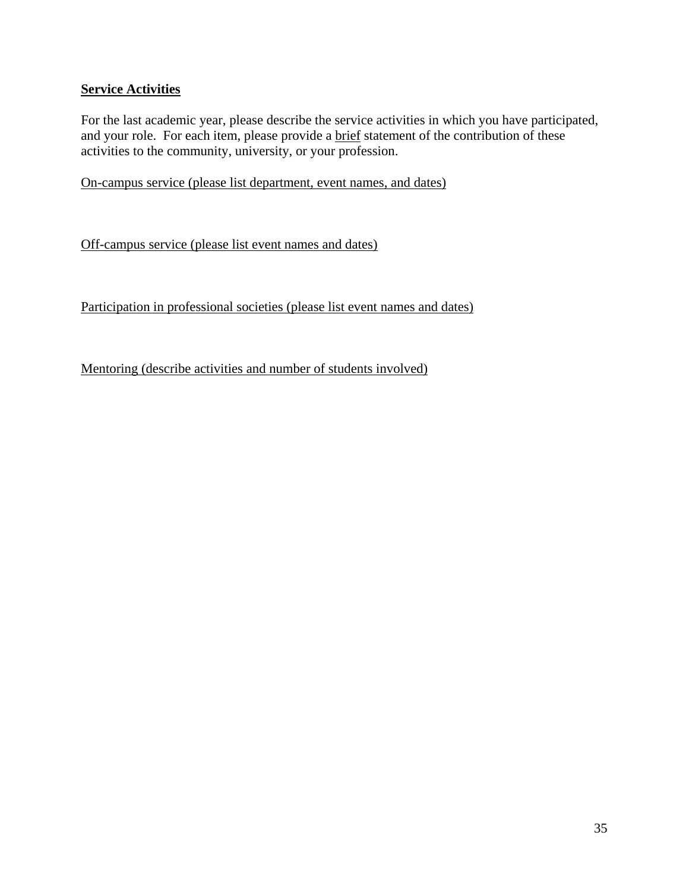**Service Activities**

For the last academic year, please describe the service activities in which you have participated, and your role. For each item, please provide a brief statement of the contribution of these activities to the community, university, or your profession.

On-campus service (please list department, event names, and dates)

Off-campus service (please list event names and dates)

Participation in professional societies (please list event names and dates)

Mentoring (describe activities and number of students involved)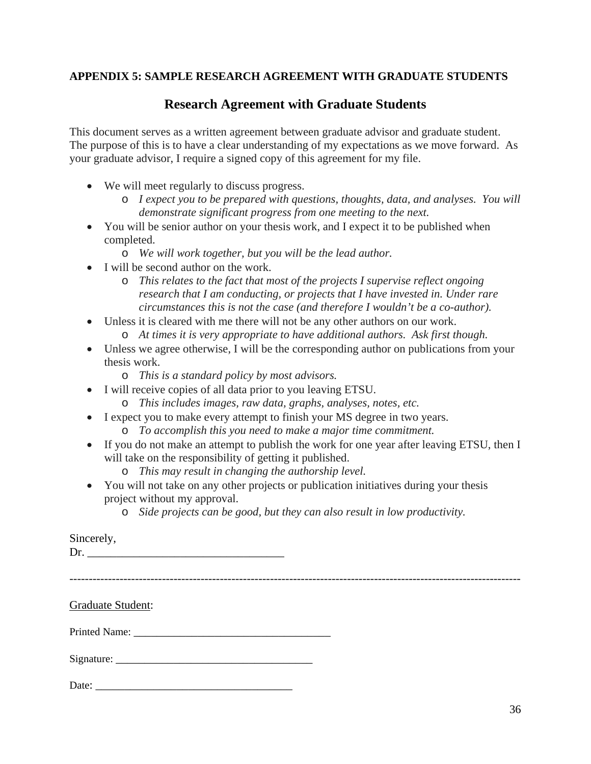**APPENDIX 5: SAMPLE RESEARCH AGREEMENT WITH GRADUATE STUDENTS**

## Research Agreement with Graduate Students

This document serves as a written agreement between graduate advisor and graduate student. The purpose of this is to have a clear understanding of my expectations as we move forward. As your graduate advisor, I require a signed copy of this agreement for my file.

- We will meet regularly to discuss progress.
  - *I expect you to be prepared with questions, thoughts, data, and analyses. You will demonstrate significant progress from one meeting to the next.*
- You will be senior author on your thesis work, and I expect it to be published when completed.
  - *We will work together, but you will be the lead author.*
- I will be second author on the work.
  - *This relates to the fact that most of the projects I supervise reflect ongoing research that I am conducting, or projects that I have invested in. Under rare circumstances this is not the case (and therefore I wouldn't be a co-author).*
- Unless it is cleared with me there will not be any other authors on our work.
  - *At times it is very appropriate to have additional authors. Ask first though.*
- Unless we agree otherwise, I will be the corresponding author on publications from your thesis work.
  - *This is a standard policy by most advisors.*
- I will receive copies of all data prior to you leaving ETSU.
  - *This includes images, raw data, graphs, analyses, notes, etc.*
- I expect you to make every attempt to finish your MS degree in two years.
  - *To accomplish this you need to make a major time commitment.*
- If you do not make an attempt to publish the work for one year after leaving ETSU, then I will take on the responsibility of getting it published.
  - *This may result in changing the authorship level.*
- You will not take on any other projects or publication initiatives during your thesis project without my approval.
  - *Side projects can be good, but they can also result in low productivity.*

Sincerely,
Dr. ___________________________________

---

Graduate Student:

Printed Name: ____________________________________

Signature: ____________________________________

Date: ____________________________________